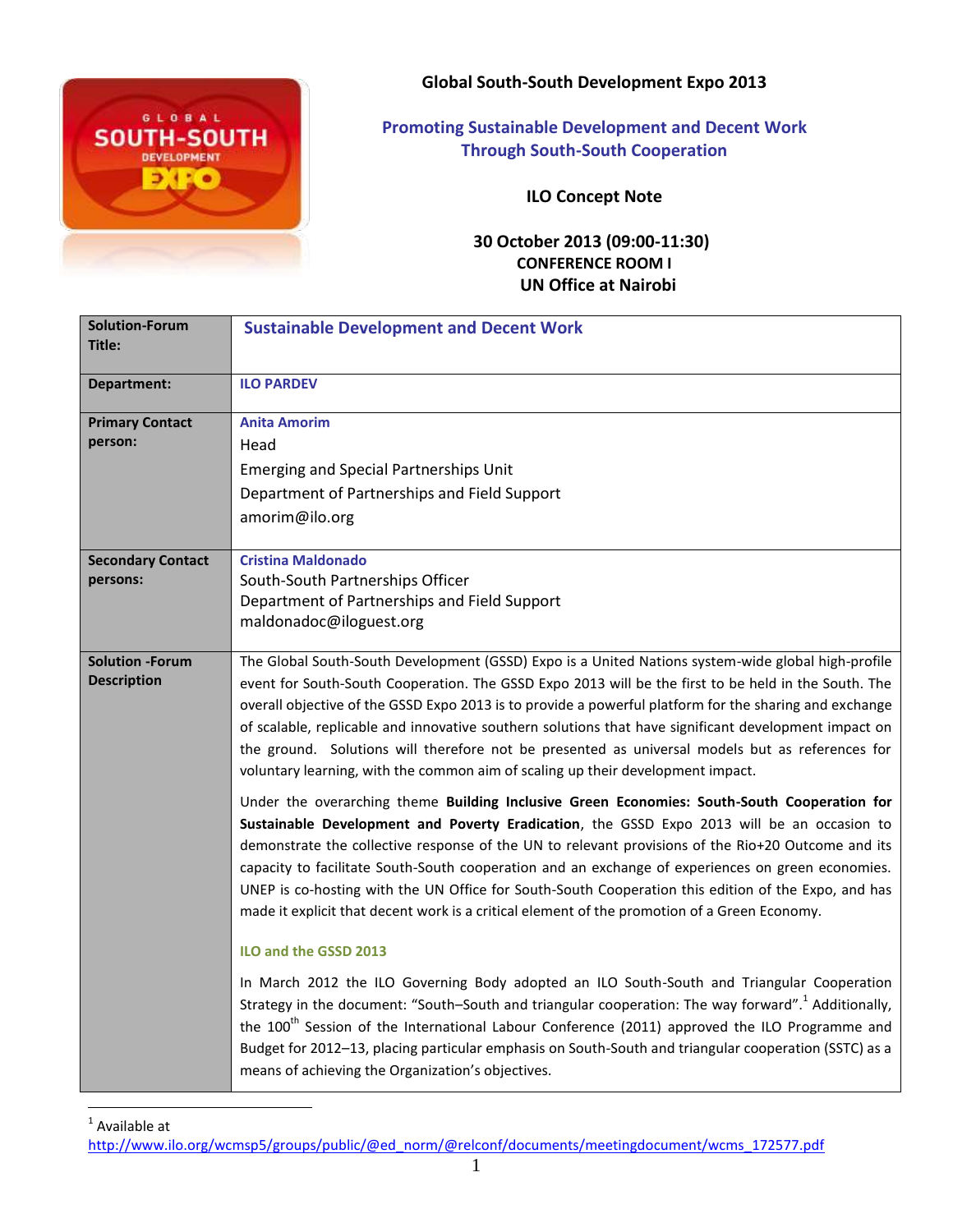# Global South-South Development Expo 2013

## Promoting Sustainable Development and Decent Work Through South-South Cooperation

**ILO Concept Note**

**30 October 2013 (09:00-11:30)**
**CONFERENCE ROOM I**
**UN Office at Nairobi**

| | |
|---|---|
| **Solution-Forum Title:** | **Sustainable Development and Decent Work** |
| **Department:** | **ILO PARDEV** |
| **Primary Contact person:** | **Anita Amorim**<br>Head<br>Emerging and Special Partnerships Unit<br>Department of Partnerships and Field Support<br>amorim@ilo.org |
| **Secondary Contact persons:** | **Cristina Maldonado**<br>South-South Partnerships Officer<br>Department of Partnerships and Field Support<br>maldonadoc@iloguest.org |
| **Solution -Forum Description** | The Global South-South Development (GSSD) Expo is a United Nations system-wide global high-profile event for South-South Cooperation. The GSSD Expo 2013 will be the first to be held in the South. The overall objective of the GSSD Expo 2013 is to provide a powerful platform for the sharing and exchange of scalable, replicable and innovative southern solutions that have significant development impact on the ground. Solutions will therefore not be presented as universal models but as references for voluntary learning, with the common aim of scaling up their development impact.<br><br>Under the overarching theme **Building Inclusive Green Economies: South-South Cooperation for Sustainable Development and Poverty Eradication**, the GSSD Expo 2013 will be an occasion to demonstrate the collective response of the UN to relevant provisions of the Rio+20 Outcome and its capacity to facilitate South-South cooperation and an exchange of experiences on green economies. UNEP is co-hosting with the UN Office for South-South Cooperation this edition of the Expo, and has made it explicit that decent work is a critical element of the promotion of a Green Economy.<br><br>**ILO and the GSSD 2013**<br><br>In March 2012 the ILO Governing Body adopted an ILO South-South and Triangular Cooperation Strategy in the document: "South–South and triangular cooperation: The way forward".[1] Additionally, the 100th Session of the International Labour Conference (2011) approved the ILO Programme and Budget for 2012–13, placing particular emphasis on South-South and triangular cooperation (SSTC) as a means of achieving the Organization's objectives. |

[1] Available at http://www.ilo.org/wcmsp5/groups/public/@ed_norm/@relconf/documents/meetingdocument/wcms_172577.pdf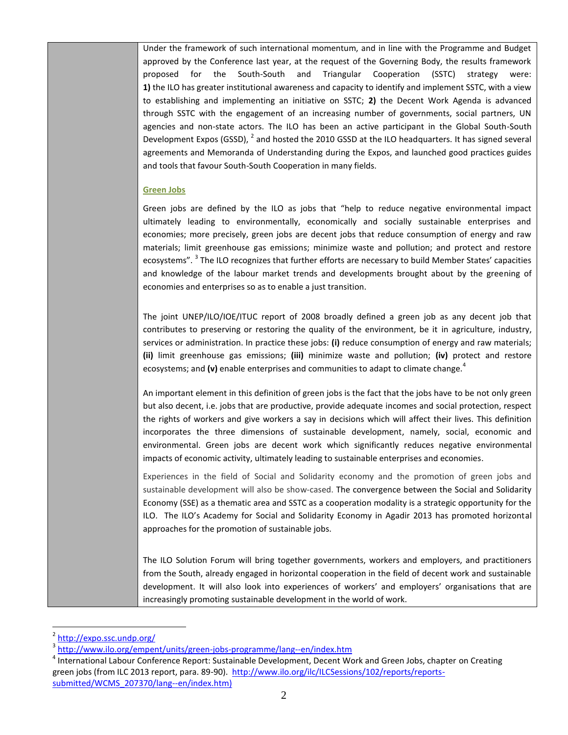Under the framework of such international momentum, and in line with the Programme and Budget approved by the Conference last year, at the request of the Governing Body, the results framework proposed for the South-South and Triangular Cooperation (SSTC) strategy were: **1)** the ILO has greater institutional awareness and capacity to identify and implement SSTC, with a view to establishing and implementing an initiative on SSTC; **2)** the Decent Work Agenda is advanced through SSTC with the engagement of an increasing number of governments, social partners, UN agencies and non-state actors. The ILO has been an active participant in the Global South-South Development Expos (GSSD), [2] and hosted the 2010 GSSD at the ILO headquarters. It has signed several agreements and Memoranda of Understanding during the Expos, and launched good practices guides and tools that favour South-South Cooperation in many fields.

**Green Jobs**

Green jobs are defined by the ILO as jobs that "help to reduce negative environmental impact ultimately leading to environmentally, economically and socially sustainable enterprises and economies; more precisely, green jobs are decent jobs that reduce consumption of energy and raw materials; limit greenhouse gas emissions; minimize waste and pollution; and protect and restore ecosystems". [3] The ILO recognizes that further efforts are necessary to build Member States' capacities and knowledge of the labour market trends and developments brought about by the greening of economies and enterprises so as to enable a just transition.

The joint UNEP/ILO/IOE/ITUC report of 2008 broadly defined a green job as any decent job that contributes to preserving or restoring the quality of the environment, be it in agriculture, industry, services or administration. In practice these jobs: **(i)** reduce consumption of energy and raw materials; **(ii)** limit greenhouse gas emissions; **(iii)** minimize waste and pollution; **(iv)** protect and restore ecosystems; and **(v)** enable enterprises and communities to adapt to climate change.[4]

An important element in this definition of green jobs is the fact that the jobs have to be not only green but also decent, i.e. jobs that are productive, provide adequate incomes and social protection, respect the rights of workers and give workers a say in decisions which will affect their lives. This definition incorporates the three dimensions of sustainable development, namely, social, economic and environmental. Green jobs are decent work which significantly reduces negative environmental impacts of economic activity, ultimately leading to sustainable enterprises and economies.

Experiences in the field of Social and Solidarity economy and the promotion of green jobs and sustainable development will also be show-cased. The convergence between the Social and Solidarity Economy (SSE) as a thematic area and SSTC as a cooperation modality is a strategic opportunity for the ILO. The ILO's Academy for Social and Solidarity Economy in Agadir 2013 has promoted horizontal approaches for the promotion of sustainable jobs.

The ILO Solution Forum will bring together governments, workers and employers, and practitioners from the South, already engaged in horizontal cooperation in the field of decent work and sustainable development. It will also look into experiences of workers' and employers' organisations that are increasingly promoting sustainable development in the world of work.

---

[2] http://expo.ssc.undp.org/

[3] http://www.ilo.org/empent/units/green-jobs-programme/lang--en/index.htm

[4] International Labour Conference Report: Sustainable Development, Decent Work and Green Jobs, chapter on Creating green jobs (from ILC 2013 report, para. 89-90). http://www.ilo.org/ilc/ILCSessions/102/reports/reports-submitted/WCMS_207370/lang--en/index.htm)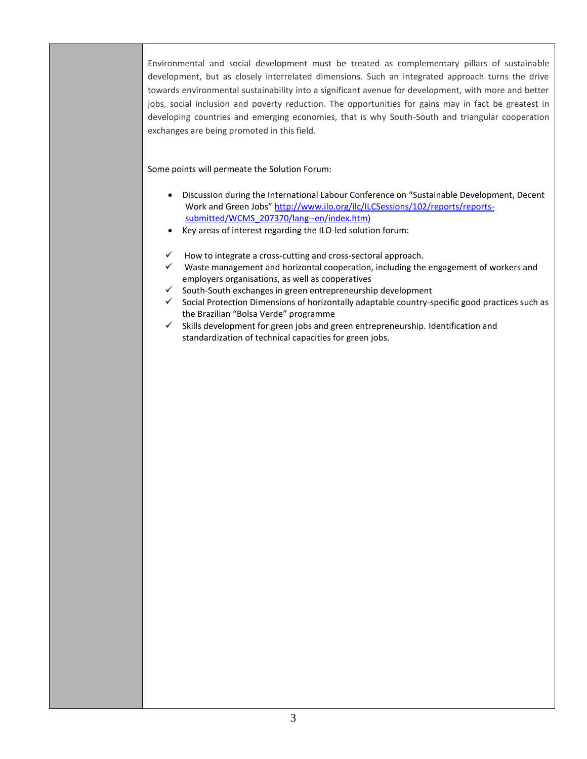Environmental and social development must be treated as complementary pillars of sustainable development, but as closely interrelated dimensions. Such an integrated approach turns the drive towards environmental sustainability into a significant avenue for development, with more and better jobs, social inclusion and poverty reduction. The opportunities for gains may in fact be greatest in developing countries and emerging economies, that is why South-South and triangular cooperation exchanges are being promoted in this field.

Some points will permeate the Solution Forum:

- Discussion during the International Labour Conference on "Sustainable Development, Decent Work and Green Jobs" [http://www.ilo.org/ilc/ILCSessions/102/reports/reports-submitted/WCMS_207370/lang--en/index.htm](http://www.ilo.org/ilc/ILCSessions/102/reports/reports-submitted/WCMS_207370/lang--en/index.htm))
- Key areas of interest regarding the ILO-led solution forum:

  - ✓ How to integrate a cross-cutting and cross-sectoral approach.
  - ✓ Waste management and horizontal cooperation, including the engagement of workers and employers organisations, as well as cooperatives
  - ✓ South-South exchanges in green entrepreneurship development
  - ✓ Social Protection Dimensions of horizontally adaptable country-specific good practices such as the Brazilian "Bolsa Verde" programme
  - ✓ Skills development for green jobs and green entrepreneurship. Identification and standardization of technical capacities for green jobs.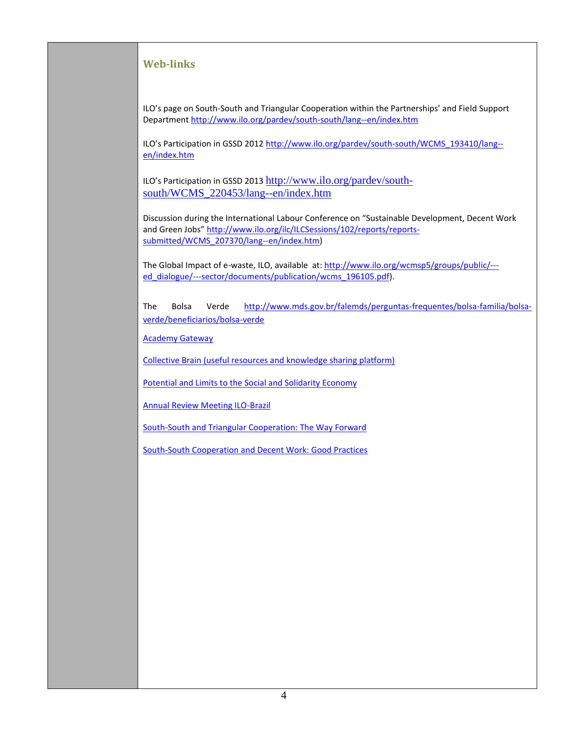## Web-links

ILO's page on South-South and Triangular Cooperation within the Partnerships' and Field Support Department http://www.ilo.org/pardev/south-south/lang--en/index.htm

ILO's Participation in GSSD 2012 http://www.ilo.org/pardev/south-south/WCMS_193410/lang--en/index.htm

ILO's Participation in GSSD 2013 http://www.ilo.org/pardev/south-south/WCMS_220453/lang--en/index.htm

Discussion during the International Labour Conference on "Sustainable Development, Decent Work and Green Jobs" http://www.ilo.org/ilc/ILCSessions/102/reports/reports-submitted/WCMS_207370/lang--en/index.htm)

The Global Impact of e-waste, ILO, available at: http://www.ilo.org/wcmsp5/groups/public/---ed_dialogue/---sector/documents/publication/wcms_196105.pdf).

The Bolsa Verde http://www.mds.gov.br/falemds/perguntas-frequentes/bolsa-familia/bolsa-verde/beneficiarios/bolsa-verde

Academy Gateway

Collective Brain (useful resources and knowledge sharing platform)

Potential and Limits to the Social and Solidarity Economy

Annual Review Meeting ILO-Brazil

South-South and Triangular Cooperation: The Way Forward

South-South Cooperation and Decent Work: Good Practices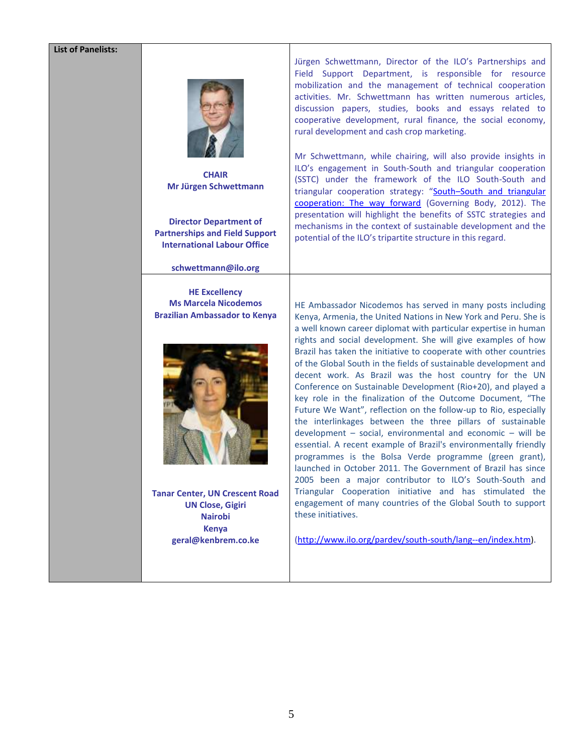| List of Panelists: | | |
|---|---|---|
| | **CHAIR**<br>**Mr Jürgen Schwettmann**<br><br>**Director Department of Partnerships and Field Support International Labour Office**<br><br>**schwettmann@ilo.org** | Jürgen Schwettmann, Director of the ILO's Partnerships and Field Support Department, is responsible for resource mobilization and the management of technical cooperation activities. Mr. Schwettmann has written numerous articles, discussion papers, studies, books and essays related to cooperative development, rural finance, the social economy, rural development and cash crop marketing.<br><br>Mr Schwettmann, while chairing, will also provide insights in ILO's engagement in South-South and triangular cooperation (SSTC) under the framework of the ILO South-South and triangular cooperation strategy: "South–South and triangular cooperation: The way forward (Governing Body, 2012). The presentation will highlight the benefits of SSTC strategies and mechanisms in the context of sustainable development and the potential of the ILO's tripartite structure in this regard. |
| | **HE Excellency**<br>**Ms Marcela Nicodemos**<br>**Brazilian Ambassador to Kenya**<br><br>**Tanar Center, UN Crescent Road**<br>**UN Close, Gigiri**<br>**Nairobi**<br>**Kenya**<br>**geral@kenbrem.co.ke** | HE Ambassador Nicodemos has served in many posts including Kenya, Armenia, the United Nations in New York and Peru. She is a well known career diplomat with particular expertise in human rights and social development. She will give examples of how Brazil has taken the initiative to cooperate with other countries of the Global South in the fields of sustainable development and decent work. As Brazil was the host country for the UN Conference on Sustainable Development (Rio+20), and played a key role in the finalization of the Outcome Document, "The Future We Want", reflection on the follow-up to Rio, especially the interlinkages between the three pillars of sustainable development – social, environmental and economic – will be essential. A recent example of Brazil's environmentally friendly programmes is the Bolsa Verde programme (green grant), launched in October 2011. The Government of Brazil has since 2005 been a major contributor to ILO's South-South and Triangular Cooperation initiative and has stimulated the engagement of many countries of the Global South to support these initiatives.<br><br>(http://www.ilo.org/pardev/south-south/lang--en/index.htm). |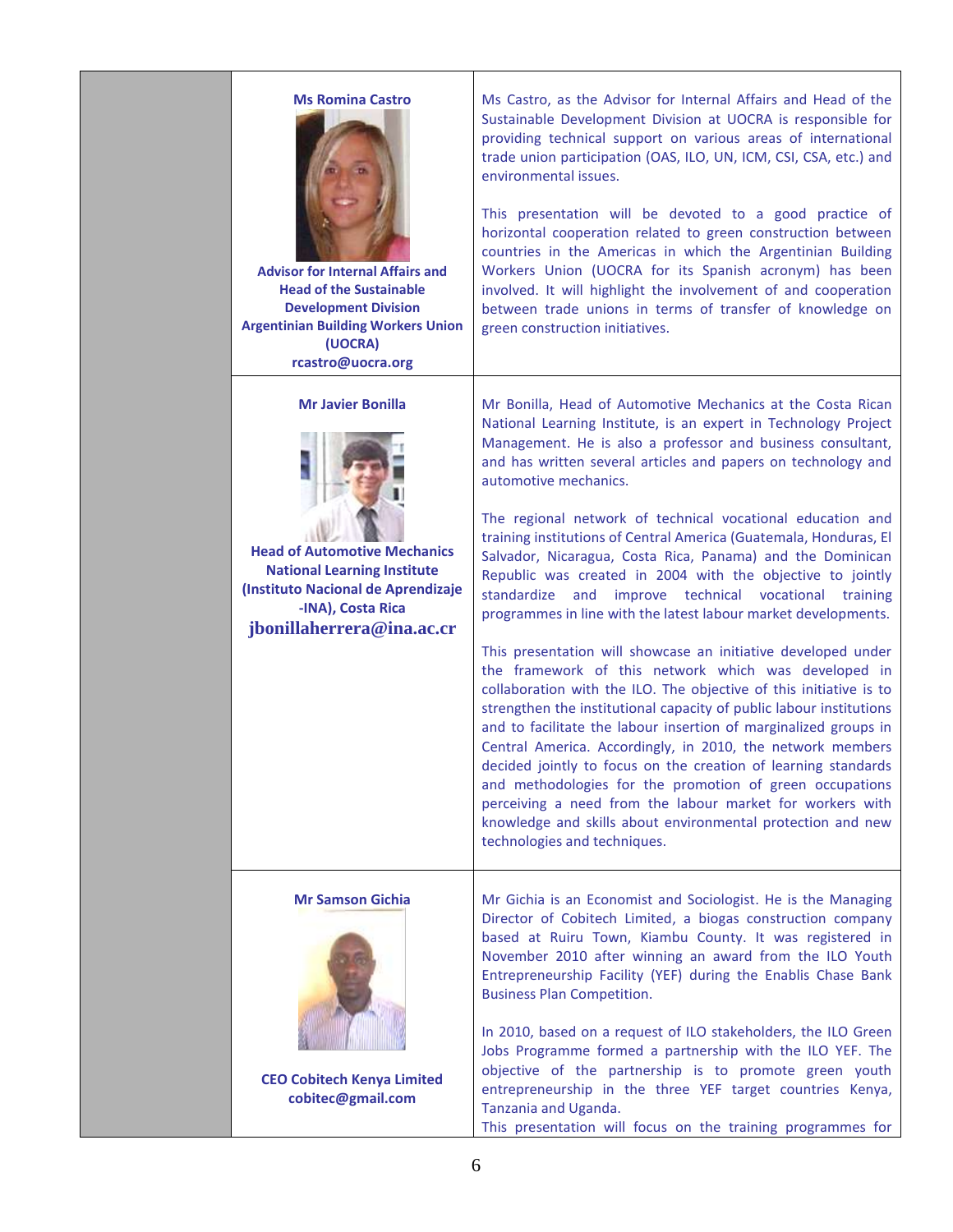| | | |
|---|---|---|
| | **Ms Romina Castro**<br><br>**Advisor for Internal Affairs and Head of the Sustainable Development Division**<br>**Argentinian Building Workers Union (UOCRA)**<br>**rcastro@uocra.org** | Ms Castro, as the Advisor for Internal Affairs and Head of the Sustainable Development Division at UOCRA is responsible for providing technical support on various areas of international trade union participation (OAS, ILO, UN, ICM, CSI, CSA, etc.) and environmental issues.<br><br>This presentation will be devoted to a good practice of horizontal cooperation related to green construction between countries in the Americas in which the Argentinian Building Workers Union (UOCRA for its Spanish acronym) has been involved. It will highlight the involvement of and cooperation between trade unions in terms of transfer of knowledge on green construction initiatives. |
| | **Mr Javier Bonilla**<br><br>**Head of Automotive Mechanics**<br>**National Learning Institute (Instituto Nacional de Aprendizaje -INA), Costa Rica**<br>**jbonillaherrera@ina.ac.cr** | Mr Bonilla, Head of Automotive Mechanics at the Costa Rican National Learning Institute, is an expert in Technology Project Management. He is also a professor and business consultant, and has written several articles and papers on technology and automotive mechanics.<br><br>The regional network of technical vocational education and training institutions of Central America (Guatemala, Honduras, El Salvador, Nicaragua, Costa Rica, Panama) and the Dominican Republic was created in 2004 with the objective to jointly standardize and improve technical vocational training programmes in line with the latest labour market developments.<br><br>This presentation will showcase an initiative developed under the framework of this network which was developed in collaboration with the ILO. The objective of this initiative is to strengthen the institutional capacity of public labour institutions and to facilitate the labour insertion of marginalized groups in Central America. Accordingly, in 2010, the network members decided jointly to focus on the creation of learning standards and methodologies for the promotion of green occupations perceiving a need from the labour market for workers with knowledge and skills about environmental protection and new technologies and techniques. |
| | **Mr Samson Gichia**<br><br>**CEO Cobitech Kenya Limited**<br>**cobitec@gmail.com** | Mr Gichia is an Economist and Sociologist. He is the Managing Director of Cobitech Limited, a biogas construction company based at Ruiru Town, Kiambu County. It was registered in November 2010 after winning an award from the ILO Youth Entrepreneurship Facility (YEF) during the Enablis Chase Bank Business Plan Competition.<br><br>In 2010, based on a request of ILO stakeholders, the ILO Green Jobs Programme formed a partnership with the ILO YEF. The objective of the partnership is to promote green youth entrepreneurship in the three YEF target countries Kenya, Tanzania and Uganda.<br>This presentation will focus on the training programmes for |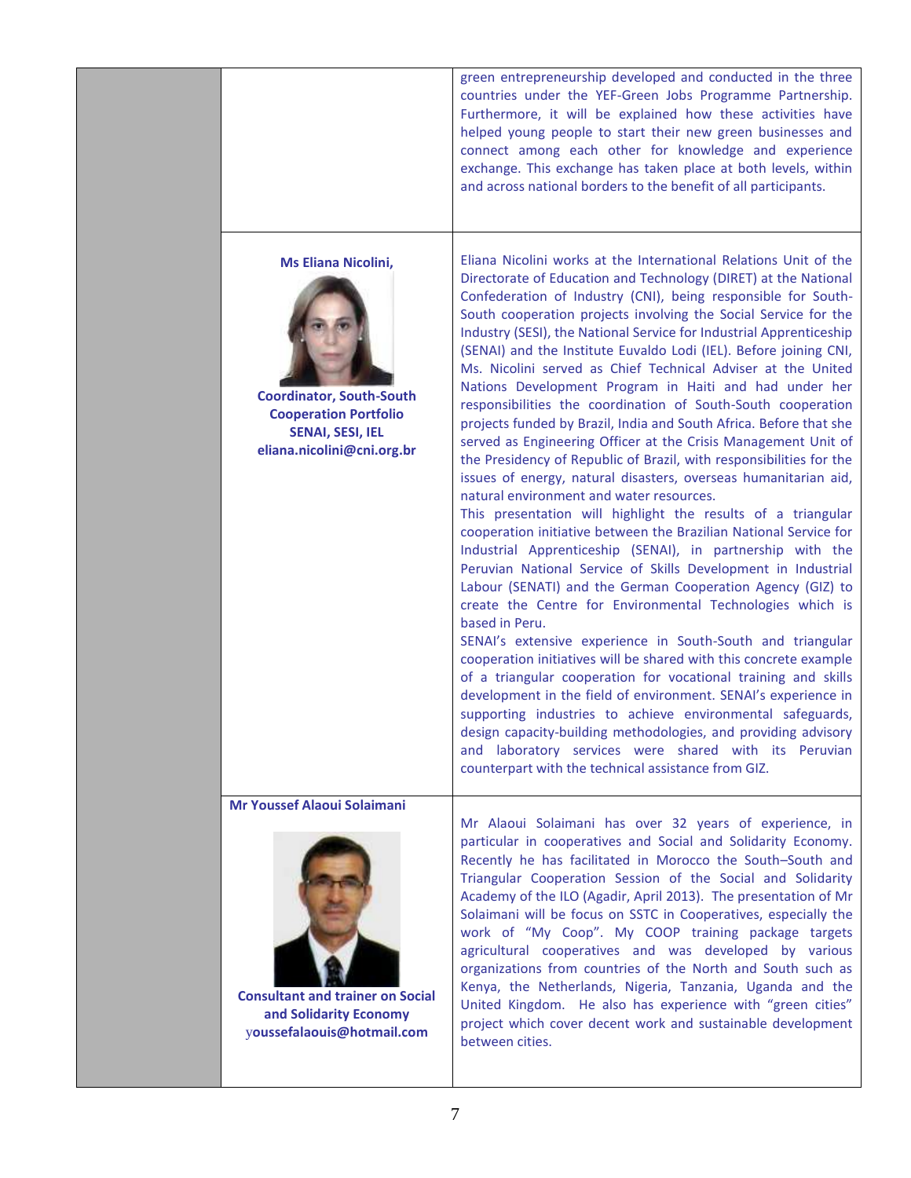| | | |
|---|---|---|
| | | green entrepreneurship developed and conducted in the three countries under the YEF-Green Jobs Programme Partnership. Furthermore, it will be explained how these activities have helped young people to start their new green businesses and connect among each other for knowledge and experience exchange. This exchange has taken place at both levels, within and across national borders to the benefit of all participants. |
| | **Ms Eliana Nicolini,** **Coordinator, South-South Cooperation Portfolio SENAI, SESI, IEL** **eliana.nicolini@cni.org.br** | Eliana Nicolini works at the International Relations Unit of the Directorate of Education and Technology (DIRET) at the National Confederation of Industry (CNI), being responsible for South-South cooperation projects involving the Social Service for the Industry (SESI), the National Service for Industrial Apprenticeship (SENAI) and the Institute Euvaldo Lodi (IEL). Before joining CNI, Ms. Nicolini served as Chief Technical Adviser at the United Nations Development Program in Haiti and had under her responsibilities the coordination of South-South cooperation projects funded by Brazil, India and South Africa. Before that she served as Engineering Officer at the Crisis Management Unit of the Presidency of Republic of Brazil, with responsibilities for the issues of energy, natural disasters, overseas humanitarian aid, natural environment and water resources. This presentation will highlight the results of a triangular cooperation initiative between the Brazilian National Service for Industrial Apprenticeship (SENAI), in partnership with the Peruvian National Service of Skills Development in Industrial Labour (SENATI) and the German Cooperation Agency (GIZ) to create the Centre for Environmental Technologies which is based in Peru. SENAI's extensive experience in South-South and triangular cooperation initiatives will be shared with this concrete example of a triangular cooperation for vocational training and skills development in the field of environment. SENAI's experience in supporting industries to achieve environmental safeguards, design capacity-building methodologies, and providing advisory and laboratory services were shared with its Peruvian counterpart with the technical assistance from GIZ. |
| | **Mr Youssef Alaoui Solaimani** **Consultant and trainer on Social and Solidarity Economy** **youssefalaouis@hotmail.com** | Mr Alaoui Solaimani has over 32 years of experience, in particular in cooperatives and Social and Solidarity Economy. Recently he has facilitated in Morocco the South–South and Triangular Cooperation Session of the Social and Solidarity Academy of the ILO (Agadir, April 2013). The presentation of Mr Solaimani will be focus on SSTC in Cooperatives, especially the work of "My Coop". My COOP training package targets agricultural cooperatives and was developed by various organizations from countries of the North and South such as Kenya, the Netherlands, Nigeria, Tanzania, Uganda and the United Kingdom. He also has experience with "green cities" project which cover decent work and sustainable development between cities. |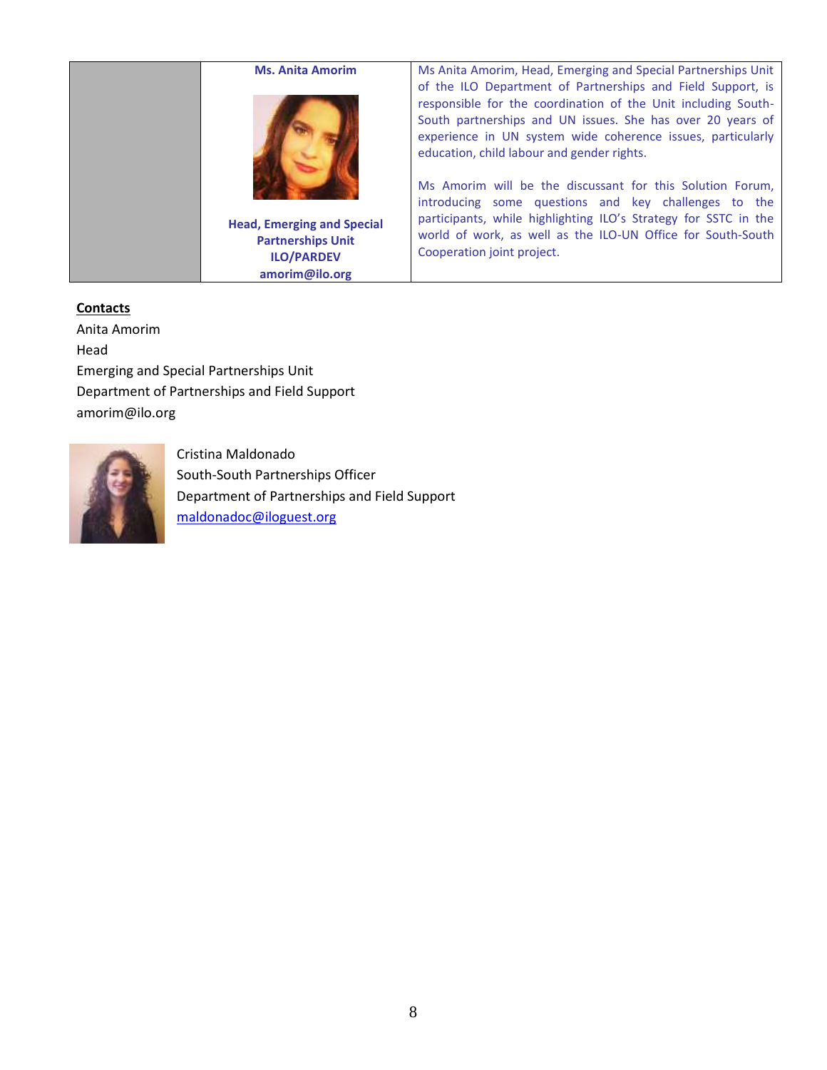|  | **Ms. Anita Amorim**<br><br>**Head, Emerging and Special Partnerships Unit**<br>**ILO/PARDEV**<br>**amorim@ilo.org** | Ms Anita Amorim, Head, Emerging and Special Partnerships Unit of the ILO Department of Partnerships and Field Support, is responsible for the coordination of the Unit including South-South partnerships and UN issues. She has over 20 years of experience in UN system wide coherence issues, particularly education, child labour and gender rights.<br><br>Ms Amorim will be the discussant for this Solution Forum, introducing some questions and key challenges to the participants, while highlighting ILO's Strategy for SSTC in the world of work, as well as the ILO-UN Office for South-South Cooperation joint project. |
|---|---|---|

**Contacts**

Anita Amorim
Head
Emerging and Special Partnerships Unit
Department of Partnerships and Field Support
amorim@ilo.org

Cristina Maldonado
South-South Partnerships Officer
Department of Partnerships and Field Support
maldonadoc@iloguest.org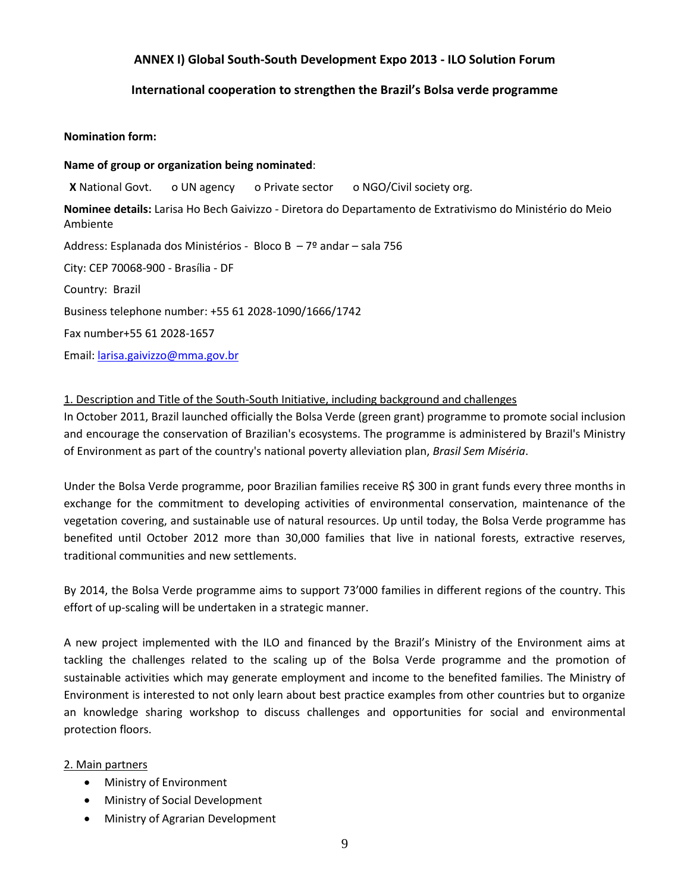## ANNEX I) Global South-South Development Expo 2013 - ILO Solution Forum

### International cooperation to strengthen the Brazil's Bolsa verde programme

**Nomination form:**

**Name of group or organization being nominated**:

**X** National Govt. o UN agency o Private sector o NGO/Civil society org.

**Nominee details:** Larisa Ho Bech Gaivizzo - Diretora do Departamento de Extrativismo do Ministério do Meio Ambiente

Address: Esplanada dos Ministérios - Bloco B – 7º andar – sala 756

City: CEP 70068-900 - Brasília - DF

Country: Brazil

Business telephone number: +55 61 2028-1090/1666/1742

Fax number+55 61 2028-1657

Email: larisa.gaivizzo@mma.gov.br

1. Description and Title of the South-South Initiative, including background and challenges

In October 2011, Brazil launched officially the Bolsa Verde (green grant) programme to promote social inclusion and encourage the conservation of Brazilian's ecosystems. The programme is administered by Brazil's Ministry of Environment as part of the country's national poverty alleviation plan, *Brasil Sem Miséria*.

Under the Bolsa Verde programme, poor Brazilian families receive R$ 300 in grant funds every three months in exchange for the commitment to developing activities of environmental conservation, maintenance of the vegetation covering, and sustainable use of natural resources. Up until today, the Bolsa Verde programme has benefited until October 2012 more than 30,000 families that live in national forests, extractive reserves, traditional communities and new settlements.

By 2014, the Bolsa Verde programme aims to support 73'000 families in different regions of the country. This effort of up-scaling will be undertaken in a strategic manner.

A new project implemented with the ILO and financed by the Brazil's Ministry of the Environment aims at tackling the challenges related to the scaling up of the Bolsa Verde programme and the promotion of sustainable activities which may generate employment and income to the benefited families. The Ministry of Environment is interested to not only learn about best practice examples from other countries but to organize an knowledge sharing workshop to discuss challenges and opportunities for social and environmental protection floors.

2. Main partners

- Ministry of Environment
- Ministry of Social Development
- Ministry of Agrarian Development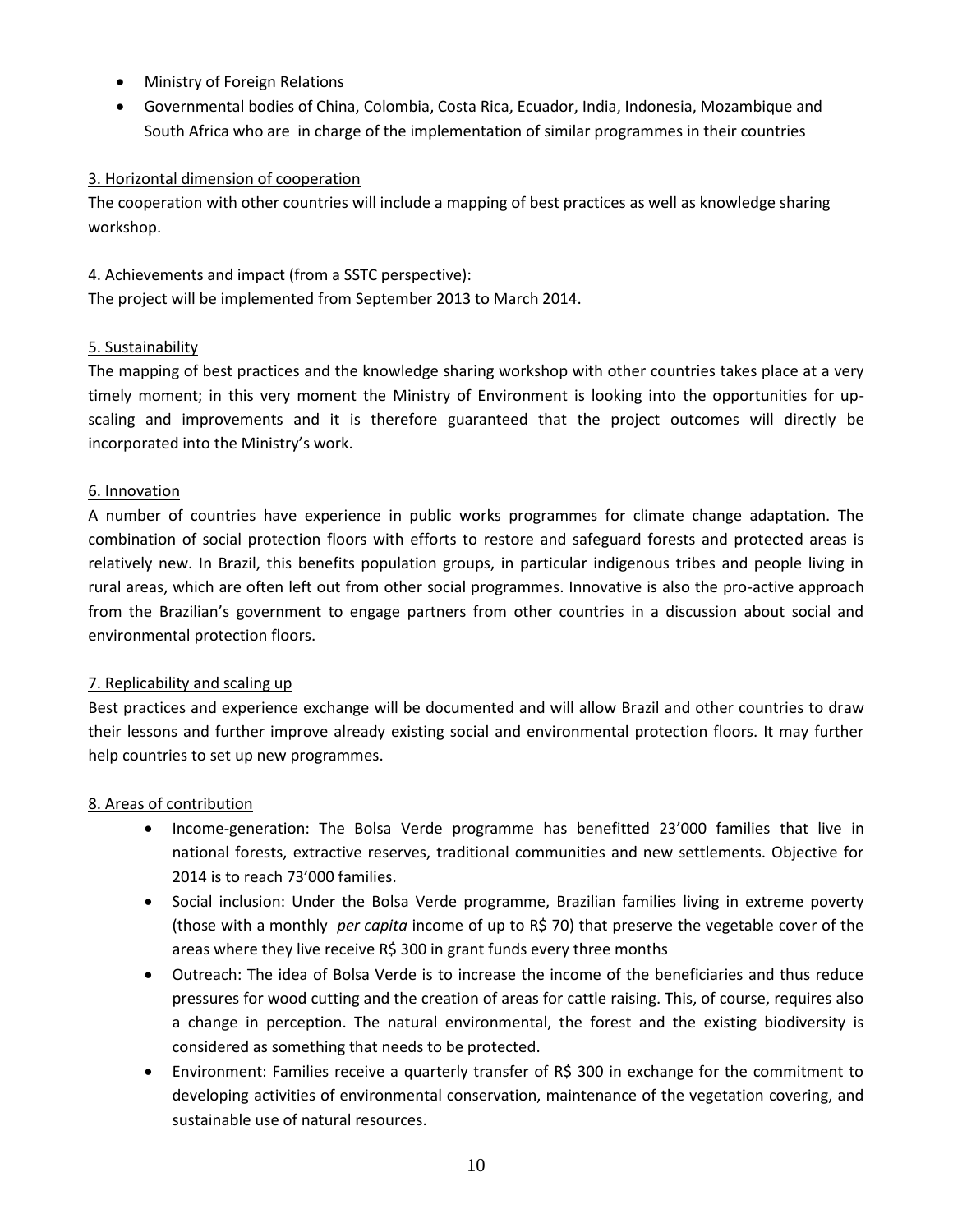- Ministry of Foreign Relations
- Governmental bodies of China, Colombia, Costa Rica, Ecuador, India, Indonesia, Mozambique and South Africa who are in charge of the implementation of similar programmes in their countries

3. Horizontal dimension of cooperation

The cooperation with other countries will include a mapping of best practices as well as knowledge sharing workshop.

4. Achievements and impact (from a SSTC perspective):

The project will be implemented from September 2013 to March 2014.

5. Sustainability

The mapping of best practices and the knowledge sharing workshop with other countries takes place at a very timely moment; in this very moment the Ministry of Environment is looking into the opportunities for up-scaling and improvements and it is therefore guaranteed that the project outcomes will directly be incorporated into the Ministry's work.

6. Innovation

A number of countries have experience in public works programmes for climate change adaptation. The combination of social protection floors with efforts to restore and safeguard forests and protected areas is relatively new. In Brazil, this benefits population groups, in particular indigenous tribes and people living in rural areas, which are often left out from other social programmes. Innovative is also the pro-active approach from the Brazilian's government to engage partners from other countries in a discussion about social and environmental protection floors.

7. Replicability and scaling up

Best practices and experience exchange will be documented and will allow Brazil and other countries to draw their lessons and further improve already existing social and environmental protection floors. It may further help countries to set up new programmes.

8. Areas of contribution

- Income-generation: The Bolsa Verde programme has benefitted 23'000 families that live in national forests, extractive reserves, traditional communities and new settlements. Objective for 2014 is to reach 73'000 families.
- Social inclusion: Under the Bolsa Verde programme, Brazilian families living in extreme poverty (those with a monthly *per capita* income of up to R$ 70) that preserve the vegetable cover of the areas where they live receive R$ 300 in grant funds every three months
- Outreach: The idea of Bolsa Verde is to increase the income of the beneficiaries and thus reduce pressures for wood cutting and the creation of areas for cattle raising. This, of course, requires also a change in perception. The natural environmental, the forest and the existing biodiversity is considered as something that needs to be protected.
- Environment: Families receive a quarterly transfer of R$ 300 in exchange for the commitment to developing activities of environmental conservation, maintenance of the vegetation covering, and sustainable use of natural resources.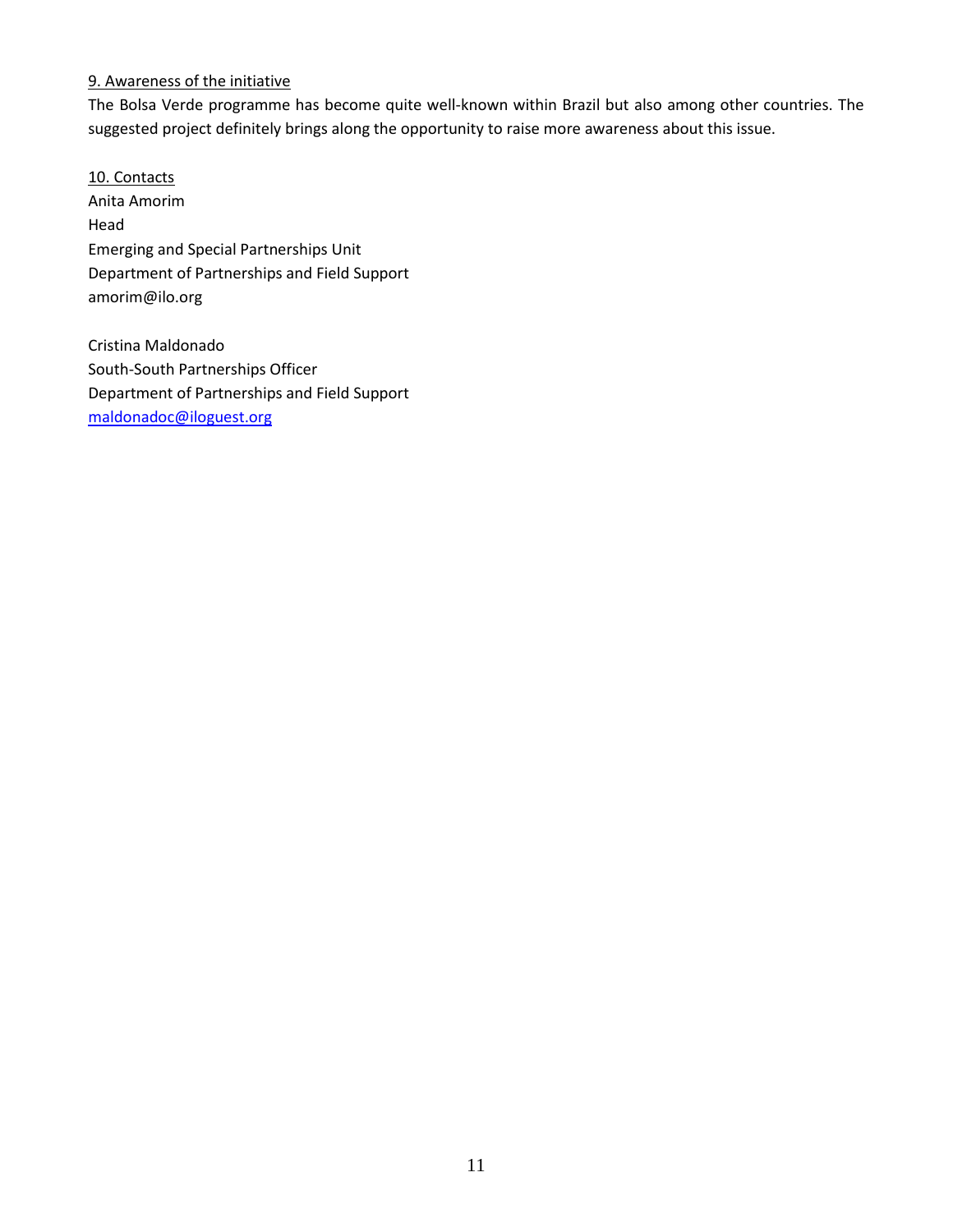9. Awareness of the initiative

The Bolsa Verde programme has become quite well-known within Brazil but also among other countries. The suggested project definitely brings along the opportunity to raise more awareness about this issue.

10. Contacts

Anita Amorim
Head
Emerging and Special Partnerships Unit
Department of Partnerships and Field Support
amorim@ilo.org

Cristina Maldonado
South-South Partnerships Officer
Department of Partnerships and Field Support
maldonadoc@iloguest.org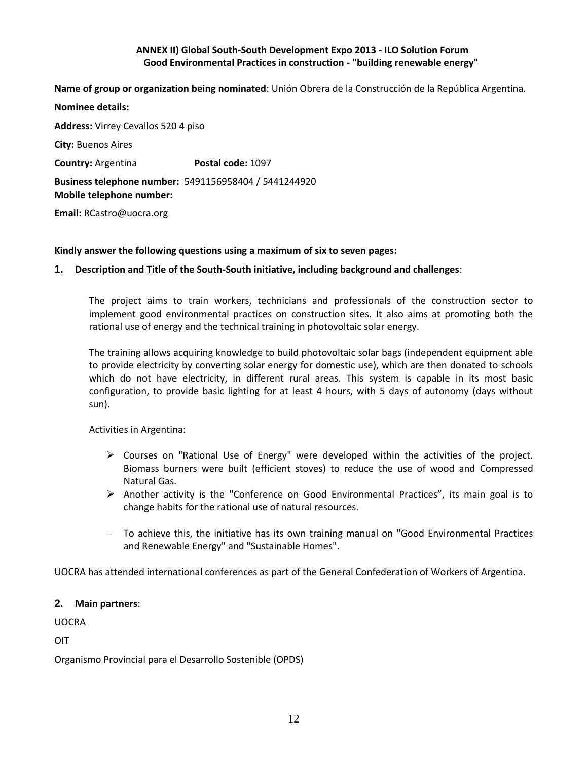**ANNEX II) Global South-South Development Expo 2013 - ILO Solution Forum**
**Good Environmental Practices in construction - "building renewable energy"**

**Name of group or organization being nominated**: Unión Obrera de la Construcción de la República Argentina.

**Nominee details:**

**Address:** Virrey Cevallos 520 4 piso

**City:** Buenos Aires

**Country:** Argentina **Postal code:** 1097

**Business telephone number:** 5491156958404 / 5441244920
**Mobile telephone number:**

**Email:** RCastro@uocra.org

**Kindly answer the following questions using a maximum of six to seven pages:**

**1. Description and Title of the South-South initiative, including background and challenges**:

The project aims to train workers, technicians and professionals of the construction sector to implement good environmental practices on construction sites. It also aims at promoting both the rational use of energy and the technical training in photovoltaic solar energy.

The training allows acquiring knowledge to build photovoltaic solar bags (independent equipment able to provide electricity by converting solar energy for domestic use), which are then donated to schools which do not have electricity, in different rural areas. This system is capable in its most basic configuration, to provide basic lighting for at least 4 hours, with 5 days of autonomy (days without sun).

Activities in Argentina:

- Courses on "Rational Use of Energy" were developed within the activities of the project. Biomass burners were built (efficient stoves) to reduce the use of wood and Compressed Natural Gas.
- Another activity is the "Conference on Good Environmental Practices", its main goal is to change habits for the rational use of natural resources.

- To achieve this, the initiative has its own training manual on "Good Environmental Practices and Renewable Energy" and "Sustainable Homes".

UOCRA has attended international conferences as part of the General Confederation of Workers of Argentina.

**2. Main partners**:

UOCRA

OIT

Organismo Provincial para el Desarrollo Sostenible (OPDS)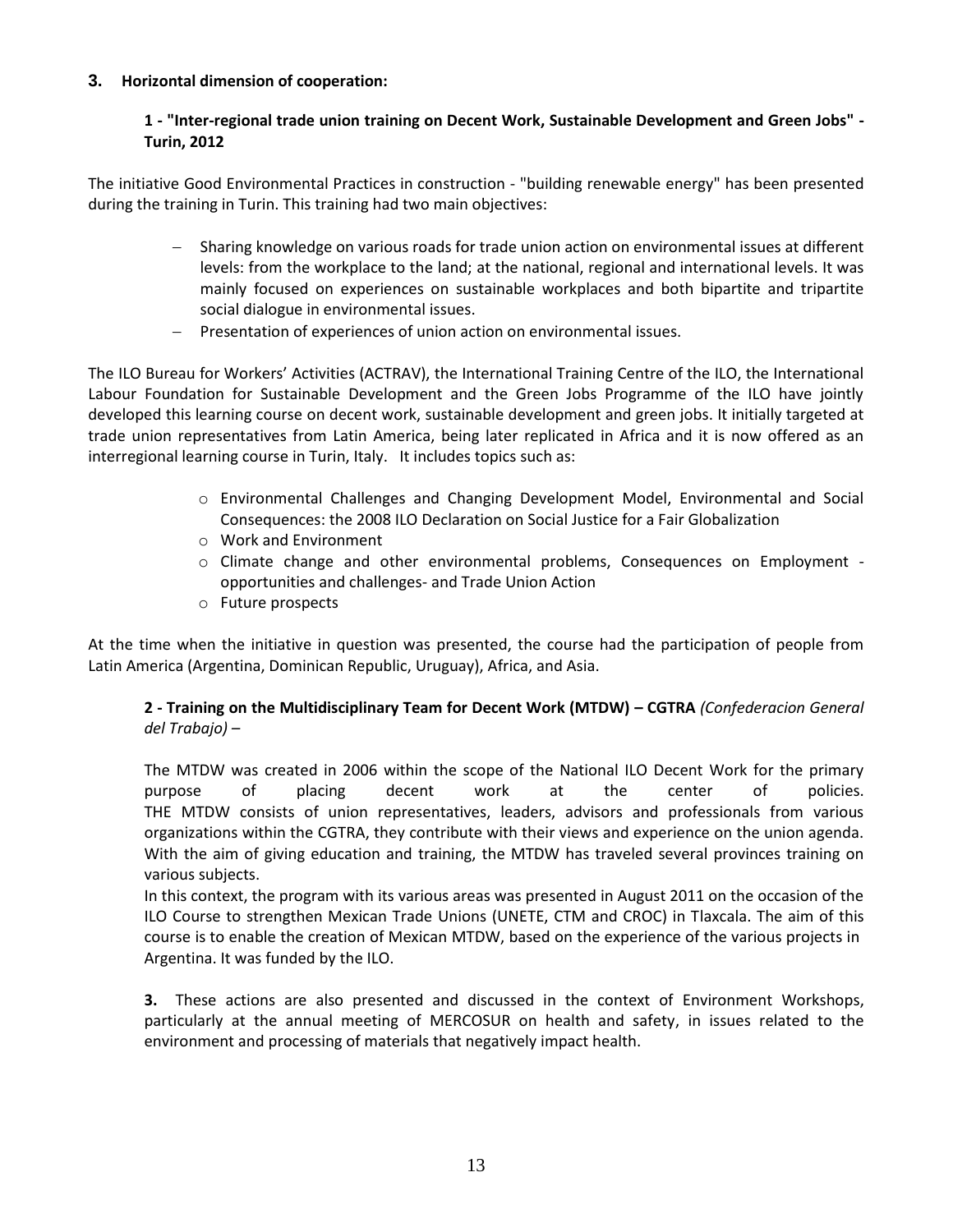## 3. Horizontal dimension of cooperation:

### 1 - "Inter-regional trade union training on Decent Work, Sustainable Development and Green Jobs" - Turin, 2012

The initiative Good Environmental Practices in construction - "building renewable energy" has been presented during the training in Turin. This training had two main objectives:

- Sharing knowledge on various roads for trade union action on environmental issues at different levels: from the workplace to the land; at the national, regional and international levels. It was mainly focused on experiences on sustainable workplaces and both bipartite and tripartite social dialogue in environmental issues.
- Presentation of experiences of union action on environmental issues.

The ILO Bureau for Workers' Activities (ACTRAV), the International Training Centre of the ILO, the International Labour Foundation for Sustainable Development and the Green Jobs Programme of the ILO have jointly developed this learning course on decent work, sustainable development and green jobs. It initially targeted at trade union representatives from Latin America, being later replicated in Africa and it is now offered as an interregional learning course in Turin, Italy. It includes topics such as:

- Environmental Challenges and Changing Development Model, Environmental and Social Consequences: the 2008 ILO Declaration on Social Justice for a Fair Globalization
- Work and Environment
- Climate change and other environmental problems, Consequences on Employment - opportunities and challenges- and Trade Union Action
- Future prospects

At the time when the initiative in question was presented, the course had the participation of people from Latin America (Argentina, Dominican Republic, Uruguay), Africa, and Asia.

### 2 - Training on the Multidisciplinary Team for Decent Work (MTDW) – CGTRA *(Confederacion General del Trabajo)* –

The MTDW was created in 2006 within the scope of the National ILO Decent Work for the primary purpose of placing decent work at the center of policies.
THE MTDW consists of union representatives, leaders, advisors and professionals from various organizations within the CGTRA, they contribute with their views and experience on the union agenda. With the aim of giving education and training, the MTDW has traveled several provinces training on various subjects.
In this context, the program with its various areas was presented in August 2011 on the occasion of the ILO Course to strengthen Mexican Trade Unions (UNETE, CTM and CROC) in Tlaxcala. The aim of this course is to enable the creation of Mexican MTDW, based on the experience of the various projects in Argentina. It was funded by the ILO.

**3.** These actions are also presented and discussed in the context of Environment Workshops, particularly at the annual meeting of MERCOSUR on health and safety, in issues related to the environment and processing of materials that negatively impact health.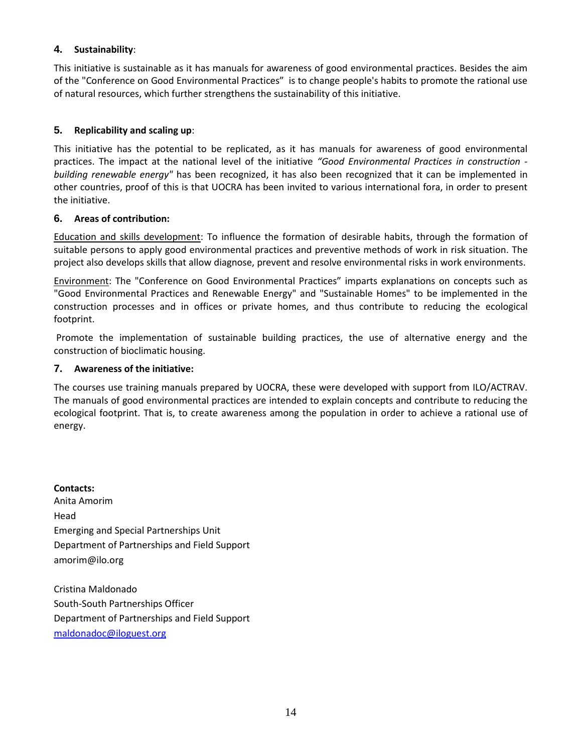#### 4. **Sustainability**:

This initiative is sustainable as it has manuals for awareness of good environmental practices. Besides the aim of the "Conference on Good Environmental Practices" is to change people's habits to promote the rational use of natural resources, which further strengthens the sustainability of this initiative.

#### 5. **Replicability and scaling up**:

This initiative has the potential to be replicated, as it has manuals for awareness of good environmental practices. The impact at the national level of the initiative *"Good Environmental Practices in construction - building renewable energy"* has been recognized, it has also been recognized that it can be implemented in other countries, proof of this is that UOCRA has been invited to various international fora, in order to present the initiative.

#### 6. **Areas of contribution:**

Education and skills development: To influence the formation of desirable habits, through the formation of suitable persons to apply good environmental practices and preventive methods of work in risk situation. The project also develops skills that allow diagnose, prevent and resolve environmental risks in work environments.

Environment: The "Conference on Good Environmental Practices" imparts explanations on concepts such as "Good Environmental Practices and Renewable Energy" and "Sustainable Homes" to be implemented in the construction processes and in offices or private homes, and thus contribute to reducing the ecological footprint.

Promote the implementation of sustainable building practices, the use of alternative energy and the construction of bioclimatic housing.

#### 7. **Awareness of the initiative:**

The courses use training manuals prepared by UOCRA, these were developed with support from ILO/ACTRAV. The manuals of good environmental practices are intended to explain concepts and contribute to reducing the ecological footprint. That is, to create awareness among the population in order to achieve a rational use of energy.

**Contacts:**

Anita Amorim
Head
Emerging and Special Partnerships Unit
Department of Partnerships and Field Support
amorim@ilo.org

Cristina Maldonado
South-South Partnerships Officer
Department of Partnerships and Field Support
maldonadoc@iloguest.org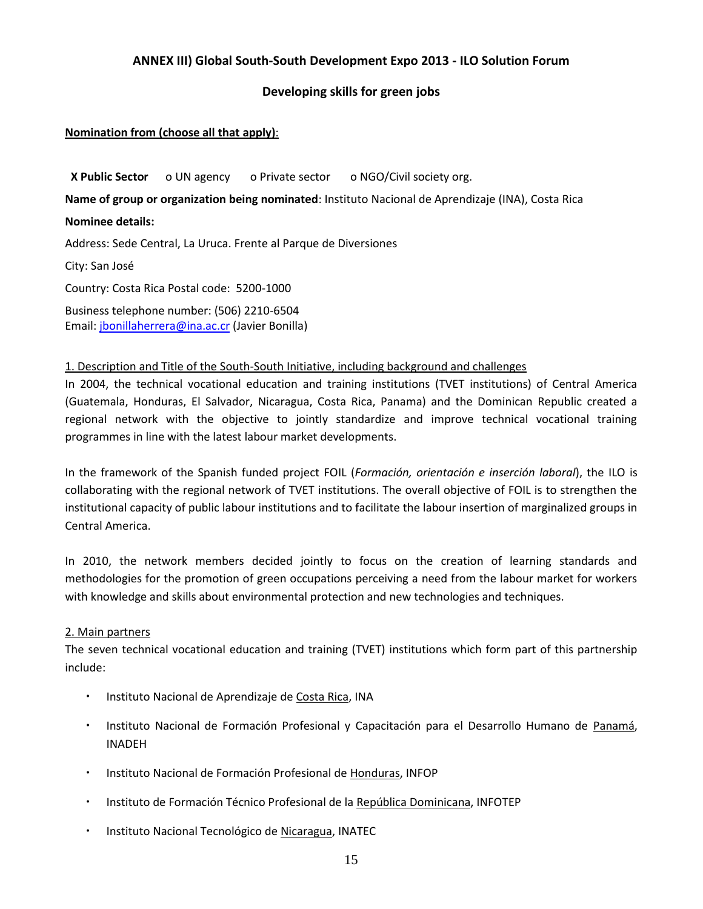**ANNEX III) Global South-South Development Expo 2013 - ILO Solution Forum**

**Developing skills for green jobs**

**Nomination from (choose all that apply)**:

**X Public Sector** o UN agency o Private sector o NGO/Civil society org.

**Name of group or organization being nominated**: Instituto Nacional de Aprendizaje (INA), Costa Rica

**Nominee details:**

Address: Sede Central, La Uruca. Frente al Parque de Diversiones

City: San José

Country: Costa Rica Postal code: 5200-1000

Business telephone number: (506) 2210-6504
Email: jbonillaherrera@ina.ac.cr (Javier Bonilla)

1. Description and Title of the South-South Initiative, including background and challenges

In 2004, the technical vocational education and training institutions (TVET institutions) of Central America (Guatemala, Honduras, El Salvador, Nicaragua, Costa Rica, Panama) and the Dominican Republic created a regional network with the objective to jointly standardize and improve technical vocational training programmes in line with the latest labour market developments.

In the framework of the Spanish funded project FOIL (*Formación, orientación e inserción laboral*), the ILO is collaborating with the regional network of TVET institutions. The overall objective of FOIL is to strengthen the institutional capacity of public labour institutions and to facilitate the labour insertion of marginalized groups in Central America.

In 2010, the network members decided jointly to focus on the creation of learning standards and methodologies for the promotion of green occupations perceiving a need from the labour market for workers with knowledge and skills about environmental protection and new technologies and techniques.

2. Main partners

The seven technical vocational education and training (TVET) institutions which form part of this partnership include:

- Instituto Nacional de Aprendizaje de Costa Rica, INA
- Instituto Nacional de Formación Profesional y Capacitación para el Desarrollo Humano de Panamá, INADEH
- Instituto Nacional de Formación Profesional de Honduras, INFOP
- Instituto de Formación Técnico Profesional de la República Dominicana, INFOTEP
- Instituto Nacional Tecnológico de Nicaragua, INATEC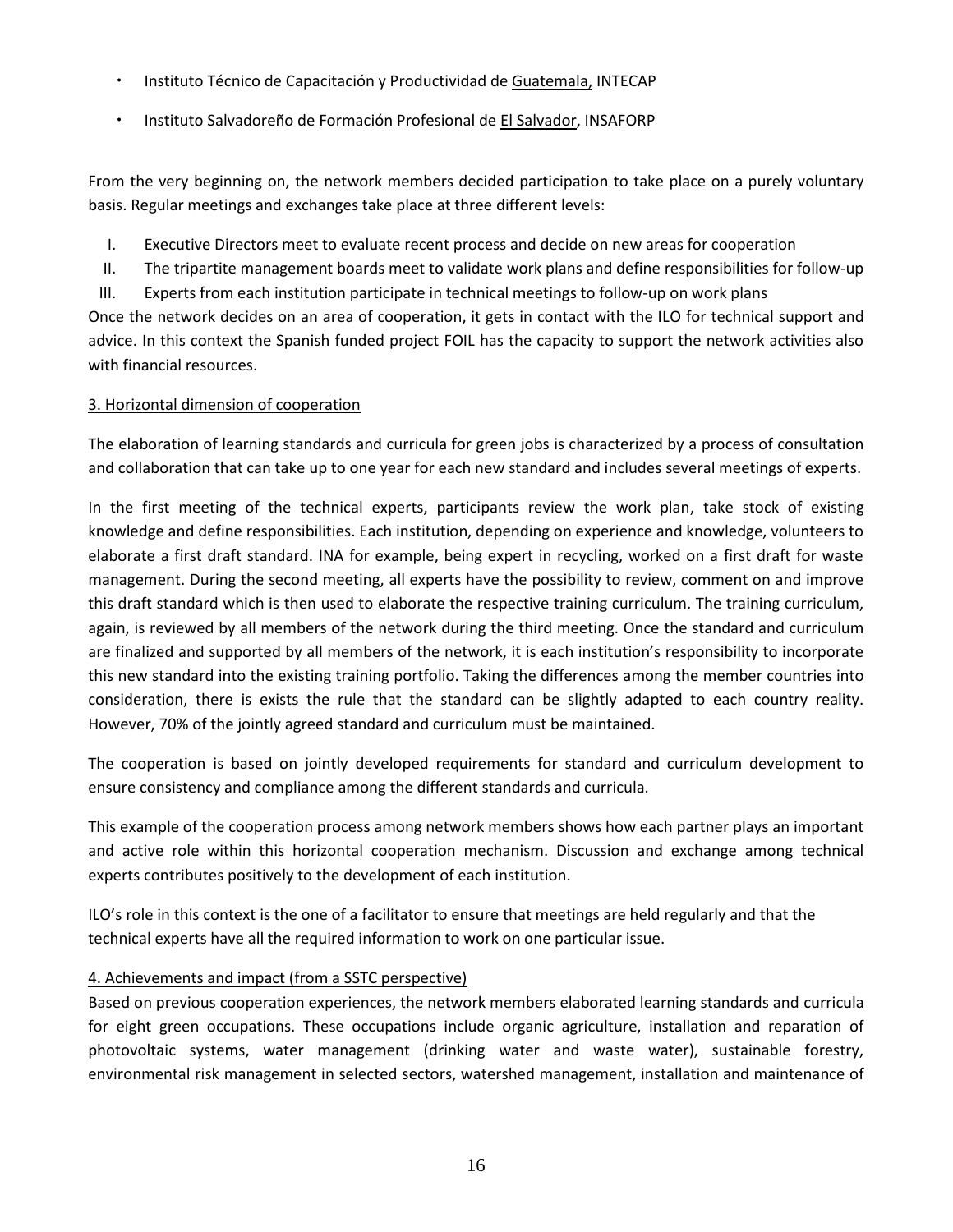- Instituto Técnico de Capacitación y Productividad de Guatemala, INTECAP
- Instituto Salvadoreño de Formación Profesional de El Salvador, INSAFORP

From the very beginning on, the network members decided participation to take place on a purely voluntary basis. Regular meetings and exchanges take place at three different levels:

I. Executive Directors meet to evaluate recent process and decide on new areas for cooperation
II. The tripartite management boards meet to validate work plans and define responsibilities for follow-up
III. Experts from each institution participate in technical meetings to follow-up on work plans

Once the network decides on an area of cooperation, it gets in contact with the ILO for technical support and advice. In this context the Spanish funded project FOIL has the capacity to support the network activities also with financial resources.

## 3. Horizontal dimension of cooperation

The elaboration of learning standards and curricula for green jobs is characterized by a process of consultation and collaboration that can take up to one year for each new standard and includes several meetings of experts.

In the first meeting of the technical experts, participants review the work plan, take stock of existing knowledge and define responsibilities. Each institution, depending on experience and knowledge, volunteers to elaborate a first draft standard. INA for example, being expert in recycling, worked on a first draft for waste management. During the second meeting, all experts have the possibility to review, comment on and improve this draft standard which is then used to elaborate the respective training curriculum. The training curriculum, again, is reviewed by all members of the network during the third meeting. Once the standard and curriculum are finalized and supported by all members of the network, it is each institution's responsibility to incorporate this new standard into the existing training portfolio. Taking the differences among the member countries into consideration, there is exists the rule that the standard can be slightly adapted to each country reality. However, 70% of the jointly agreed standard and curriculum must be maintained.

The cooperation is based on jointly developed requirements for standard and curriculum development to ensure consistency and compliance among the different standards and curricula.

This example of the cooperation process among network members shows how each partner plays an important and active role within this horizontal cooperation mechanism. Discussion and exchange among technical experts contributes positively to the development of each institution.

ILO's role in this context is the one of a facilitator to ensure that meetings are held regularly and that the technical experts have all the required information to work on one particular issue.

## 4. Achievements and impact (from a SSTC perspective)

Based on previous cooperation experiences, the network members elaborated learning standards and curricula for eight green occupations. These occupations include organic agriculture, installation and reparation of photovoltaic systems, water management (drinking water and waste water), sustainable forestry, environmental risk management in selected sectors, watershed management, installation and maintenance of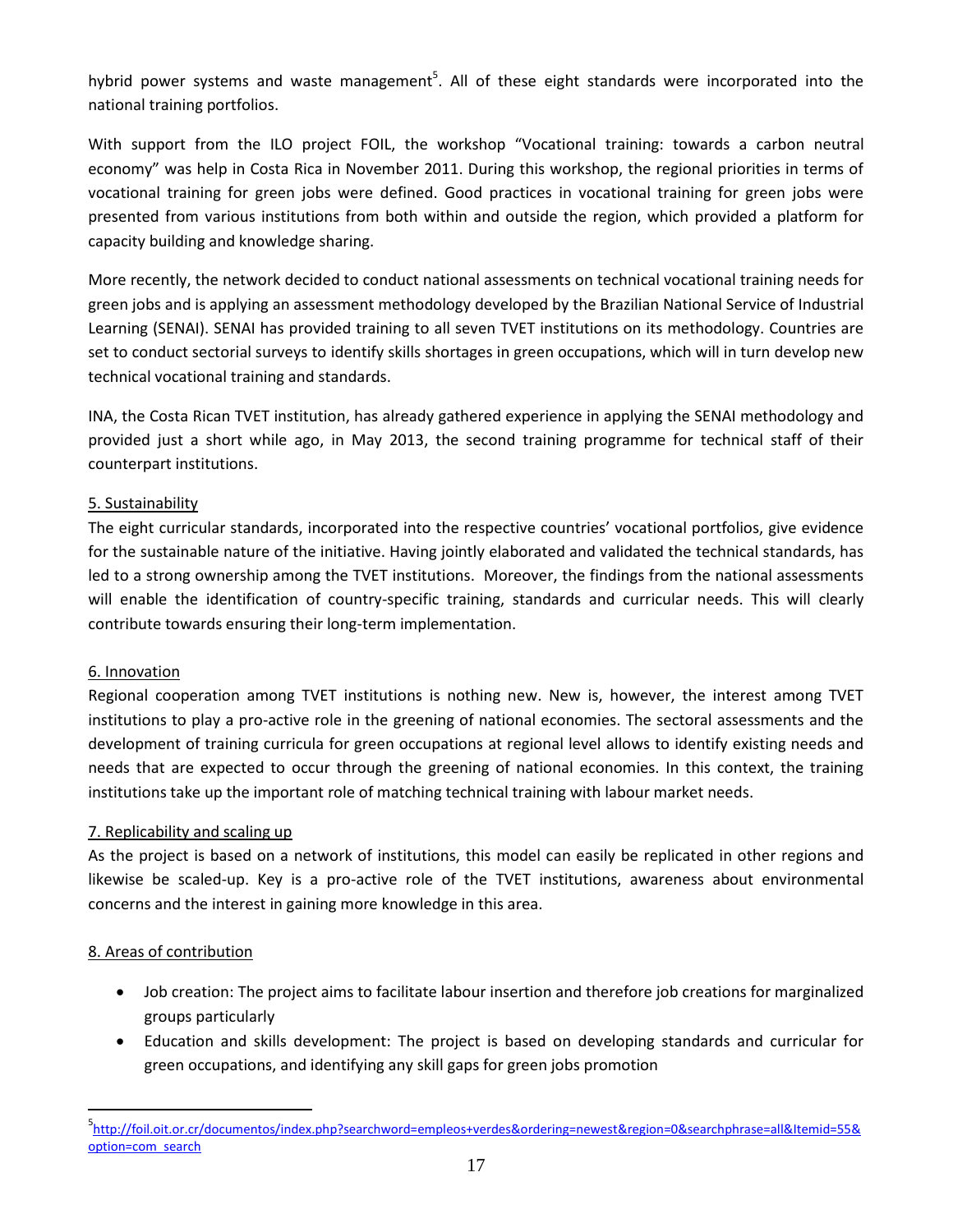hybrid power systems and waste management[5]. All of these eight standards were incorporated into the national training portfolios.

With support from the ILO project FOIL, the workshop "Vocational training: towards a carbon neutral economy" was help in Costa Rica in November 2011. During this workshop, the regional priorities in terms of vocational training for green jobs were defined. Good practices in vocational training for green jobs were presented from various institutions from both within and outside the region, which provided a platform for capacity building and knowledge sharing.

More recently, the network decided to conduct national assessments on technical vocational training needs for green jobs and is applying an assessment methodology developed by the Brazilian National Service of Industrial Learning (SENAI). SENAI has provided training to all seven TVET institutions on its methodology. Countries are set to conduct sectorial surveys to identify skills shortages in green occupations, which will in turn develop new technical vocational training and standards.

INA, the Costa Rican TVET institution, has already gathered experience in applying the SENAI methodology and provided just a short while ago, in May 2013, the second training programme for technical staff of their counterpart institutions.

5. Sustainability

The eight curricular standards, incorporated into the respective countries' vocational portfolios, give evidence for the sustainable nature of the initiative. Having jointly elaborated and validated the technical standards, has led to a strong ownership among the TVET institutions. Moreover, the findings from the national assessments will enable the identification of country-specific training, standards and curricular needs. This will clearly contribute towards ensuring their long-term implementation.

6. Innovation

Regional cooperation among TVET institutions is nothing new. New is, however, the interest among TVET institutions to play a pro-active role in the greening of national economies. The sectoral assessments and the development of training curricula for green occupations at regional level allows to identify existing needs and needs that are expected to occur through the greening of national economies. In this context, the training institutions take up the important role of matching technical training with labour market needs.

7. Replicability and scaling up

As the project is based on a network of institutions, this model can easily be replicated in other regions and likewise be scaled-up. Key is a pro-active role of the TVET institutions, awareness about environmental concerns and the interest in gaining more knowledge in this area.

8. Areas of contribution

- Job creation: The project aims to facilitate labour insertion and therefore job creations for marginalized groups particularly
- Education and skills development: The project is based on developing standards and curricular for green occupations, and identifying any skill gaps for green jobs promotion

[5] http://foil.oit.or.cr/documentos/index.php?searchword=empleos+verdes&ordering=newest&region=0&searchphrase=all&Itemid=55&option=com_search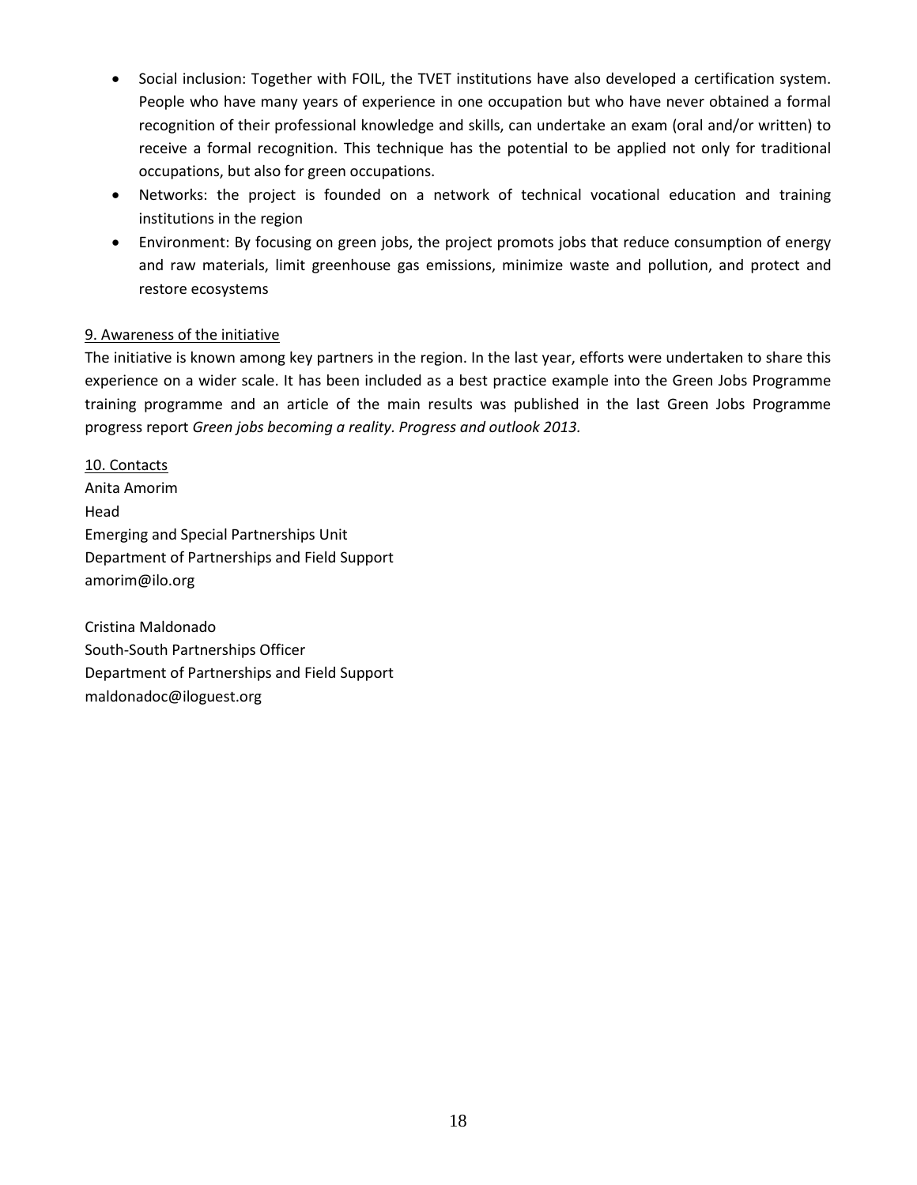- Social inclusion: Together with FOIL, the TVET institutions have also developed a certification system. People who have many years of experience in one occupation but who have never obtained a formal recognition of their professional knowledge and skills, can undertake an exam (oral and/or written) to receive a formal recognition. This technique has the potential to be applied not only for traditional occupations, but also for green occupations.
- Networks: the project is founded on a network of technical vocational education and training institutions in the region
- Environment: By focusing on green jobs, the project promotes jobs that reduce consumption of energy and raw materials, limit greenhouse gas emissions, minimize waste and pollution, and protect and restore ecosystems

9. Awareness of the initiative

The initiative is known among key partners in the region. In the last year, efforts were undertaken to share this experience on a wider scale. It has been included as a best practice example into the Green Jobs Programme training programme and an article of the main results was published in the last Green Jobs Programme progress report *Green jobs becoming a reality. Progress and outlook 2013.*

10. Contacts

Anita Amorim
Head
Emerging and Special Partnerships Unit
Department of Partnerships and Field Support
amorim@ilo.org

Cristina Maldonado
South-South Partnerships Officer
Department of Partnerships and Field Support
maldonadoc@iloguest.org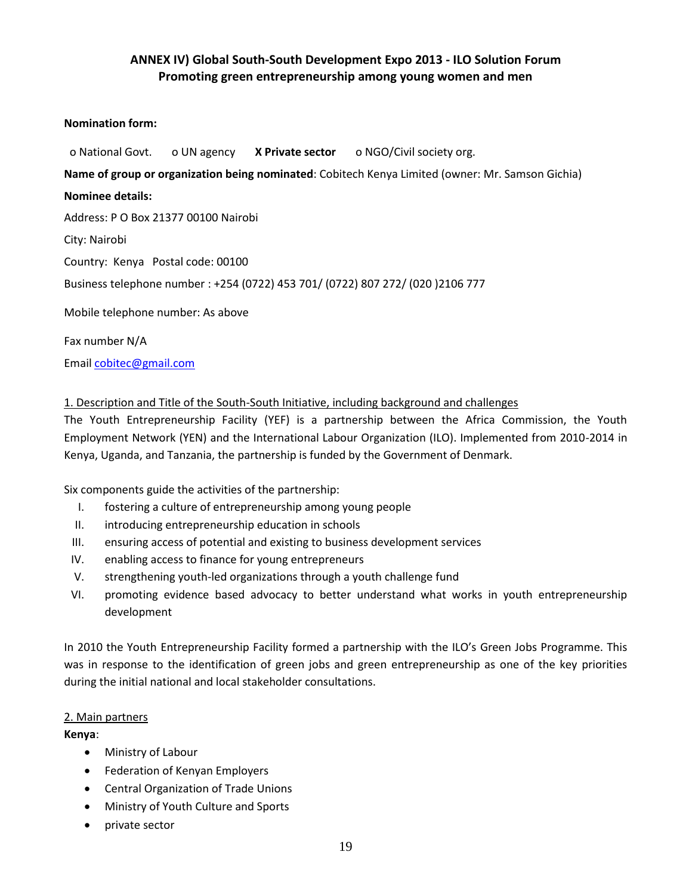## ANNEX IV) Global South-South Development Expo 2013 - ILO Solution Forum
## Promoting green entrepreneurship among young women and men

**Nomination form:**

o National Govt. o UN agency **X Private sector** o NGO/Civil society org.

**Name of group or organization being nominated**: Cobitech Kenya Limited (owner: Mr. Samson Gichia)

**Nominee details:**

Address: P O Box 21377 00100 Nairobi

City: Nairobi

Country: Kenya Postal code: 00100

Business telephone number : +254 (0722) 453 701/ (0722) 807 272/ (020 )2106 777

Mobile telephone number: As above

Fax number N/A

Email cobitec@gmail.com

1. Description and Title of the South-South Initiative, including background and challenges

The Youth Entrepreneurship Facility (YEF) is a partnership between the Africa Commission, the Youth Employment Network (YEN) and the International Labour Organization (ILO). Implemented from 2010-2014 in Kenya, Uganda, and Tanzania, the partnership is funded by the Government of Denmark.

Six components guide the activities of the partnership:

I. fostering a culture of entrepreneurship among young people
II. introducing entrepreneurship education in schools
III. ensuring access of potential and existing to business development services
IV. enabling access to finance for young entrepreneurs
V. strengthening youth-led organizations through a youth challenge fund
VI. promoting evidence based advocacy to better understand what works in youth entrepreneurship development

In 2010 the Youth Entrepreneurship Facility formed a partnership with the ILO's Green Jobs Programme. This was in response to the identification of green jobs and green entrepreneurship as one of the key priorities during the initial national and local stakeholder consultations.

2. Main partners

**Kenya**:

- Ministry of Labour
- Federation of Kenyan Employers
- Central Organization of Trade Unions
- Ministry of Youth Culture and Sports
- private sector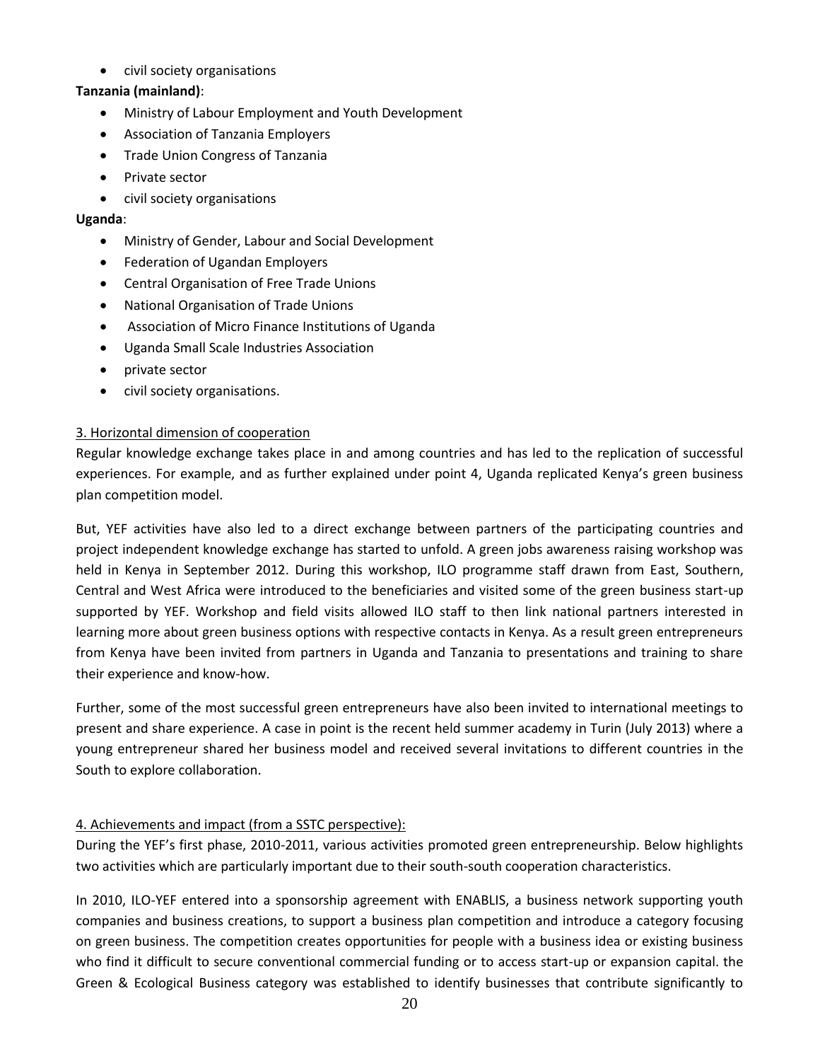- civil society organisations

**Tanzania (mainland)**:

- Ministry of Labour Employment and Youth Development
- Association of Tanzania Employers
- Trade Union Congress of Tanzania
- Private sector
- civil society organisations

**Uganda**:

- Ministry of Gender, Labour and Social Development
- Federation of Ugandan Employers
- Central Organisation of Free Trade Unions
- National Organisation of Trade Unions
- Association of Micro Finance Institutions of Uganda
- Uganda Small Scale Industries Association
- private sector
- civil society organisations.

3. Horizontal dimension of cooperation

Regular knowledge exchange takes place in and among countries and has led to the replication of successful experiences. For example, and as further explained under point 4, Uganda replicated Kenya's green business plan competition model.

But, YEF activities have also led to a direct exchange between partners of the participating countries and project independent knowledge exchange has started to unfold. A green jobs awareness raising workshop was held in Kenya in September 2012. During this workshop, ILO programme staff drawn from East, Southern, Central and West Africa were introduced to the beneficiaries and visited some of the green business start-up supported by YEF. Workshop and field visits allowed ILO staff to then link national partners interested in learning more about green business options with respective contacts in Kenya. As a result green entrepreneurs from Kenya have been invited from partners in Uganda and Tanzania to presentations and training to share their experience and know-how.

Further, some of the most successful green entrepreneurs have also been invited to international meetings to present and share experience. A case in point is the recent held summer academy in Turin (July 2013) where a young entrepreneur shared her business model and received several invitations to different countries in the South to explore collaboration.

4. Achievements and impact (from a SSTC perspective):

During the YEF's first phase, 2010-2011, various activities promoted green entrepreneurship. Below highlights two activities which are particularly important due to their south-south cooperation characteristics.

In 2010, ILO-YEF entered into a sponsorship agreement with ENABLIS, a business network supporting youth companies and business creations, to support a business plan competition and introduce a category focusing on green business. The competition creates opportunities for people with a business idea or existing business who find it difficult to secure conventional commercial funding or to access start-up or expansion capital. the Green & Ecological Business category was established to identify businesses that contribute significantly to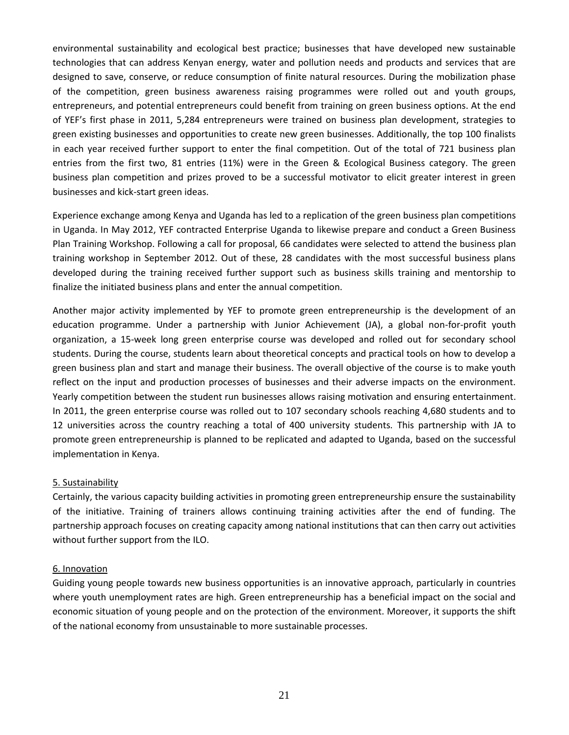environmental sustainability and ecological best practice; businesses that have developed new sustainable technologies that can address Kenyan energy, water and pollution needs and products and services that are designed to save, conserve, or reduce consumption of finite natural resources. During the mobilization phase of the competition, green business awareness raising programmes were rolled out and youth groups, entrepreneurs, and potential entrepreneurs could benefit from training on green business options. At the end of YEF's first phase in 2011, 5,284 entrepreneurs were trained on business plan development, strategies to green existing businesses and opportunities to create new green businesses. Additionally, the top 100 finalists in each year received further support to enter the final competition. Out of the total of 721 business plan entries from the first two, 81 entries (11%) were in the Green & Ecological Business category. The green business plan competition and prizes proved to be a successful motivator to elicit greater interest in green businesses and kick-start green ideas.

Experience exchange among Kenya and Uganda has led to a replication of the green business plan competitions in Uganda. In May 2012, YEF contracted Enterprise Uganda to likewise prepare and conduct a Green Business Plan Training Workshop. Following a call for proposal, 66 candidates were selected to attend the business plan training workshop in September 2012. Out of these, 28 candidates with the most successful business plans developed during the training received further support such as business skills training and mentorship to finalize the initiated business plans and enter the annual competition.

Another major activity implemented by YEF to promote green entrepreneurship is the development of an education programme. Under a partnership with Junior Achievement (JA), a global non-for-profit youth organization, a 15-week long green enterprise course was developed and rolled out for secondary school students. During the course, students learn about theoretical concepts and practical tools on how to develop a green business plan and start and manage their business. The overall objective of the course is to make youth reflect on the input and production processes of businesses and their adverse impacts on the environment. Yearly competition between the student run businesses allows raising motivation and ensuring entertainment. In 2011, the green enterprise course was rolled out to 107 secondary schools reaching 4,680 students and to 12 universities across the country reaching a total of 400 university students. This partnership with JA to promote green entrepreneurship is planned to be replicated and adapted to Uganda, based on the successful implementation in Kenya.

5. Sustainability

Certainly, the various capacity building activities in promoting green entrepreneurship ensure the sustainability of the initiative. Training of trainers allows continuing training activities after the end of funding. The partnership approach focuses on creating capacity among national institutions that can then carry out activities without further support from the ILO.

6. Innovation

Guiding young people towards new business opportunities is an innovative approach, particularly in countries where youth unemployment rates are high. Green entrepreneurship has a beneficial impact on the social and economic situation of young people and on the protection of the environment. Moreover, it supports the shift of the national economy from unsustainable to more sustainable processes.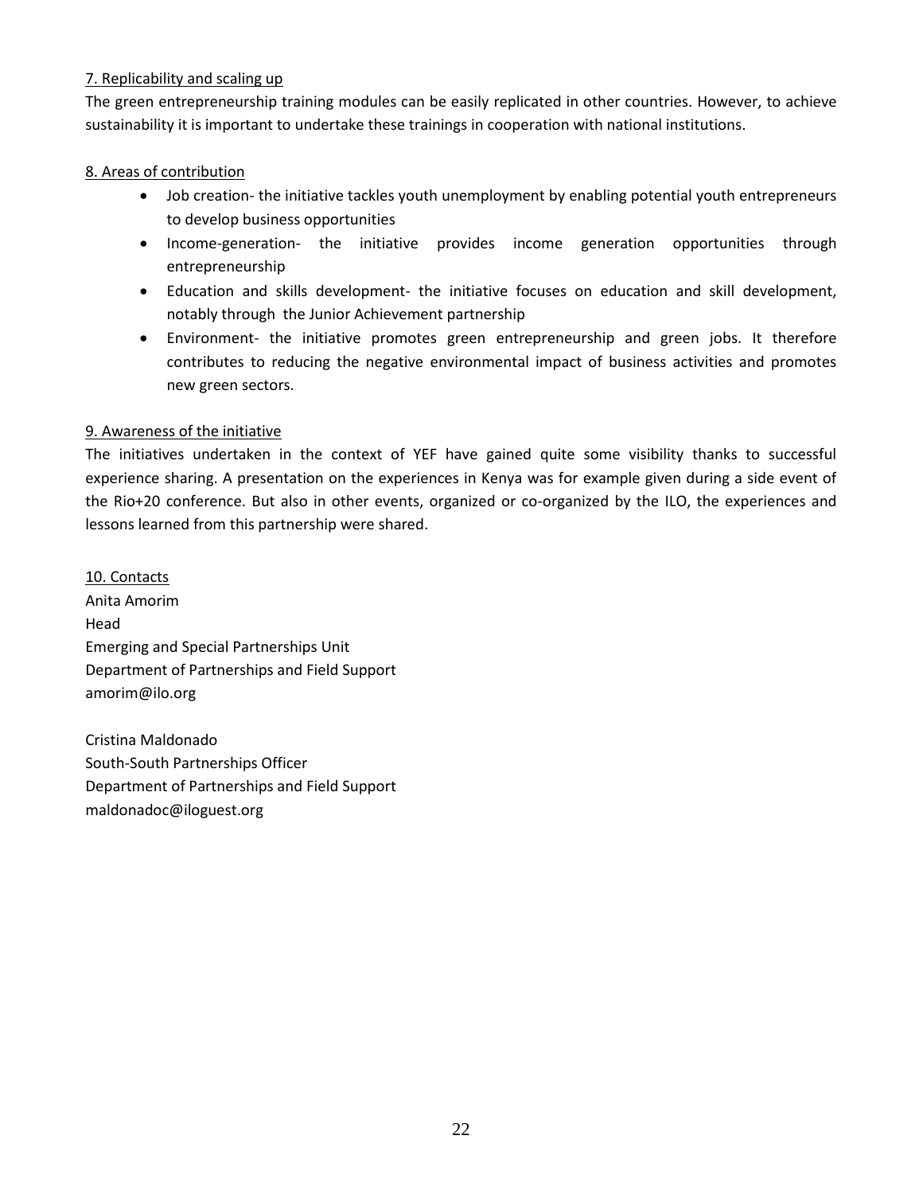7. Replicability and scaling up

The green entrepreneurship training modules can be easily replicated in other countries. However, to achieve sustainability it is important to undertake these trainings in cooperation with national institutions.

8. Areas of contribution

- Job creation- the initiative tackles youth unemployment by enabling potential youth entrepreneurs to develop business opportunities
- Income-generation- the initiative provides income generation opportunities through entrepreneurship
- Education and skills development- the initiative focuses on education and skill development, notably through the Junior Achievement partnership
- Environment- the initiative promotes green entrepreneurship and green jobs. It therefore contributes to reducing the negative environmental impact of business activities and promotes new green sectors.

9. Awareness of the initiative

The initiatives undertaken in the context of YEF have gained quite some visibility thanks to successful experience sharing. A presentation on the experiences in Kenya was for example given during a side event of the Rio+20 conference. But also in other events, organized or co-organized by the ILO, the experiences and lessons learned from this partnership were shared.

10. Contacts

Anita Amorim
Head
Emerging and Special Partnerships Unit
Department of Partnerships and Field Support
amorim@ilo.org

Cristina Maldonado
South-South Partnerships Officer
Department of Partnerships and Field Support
maldonadoc@iloguest.org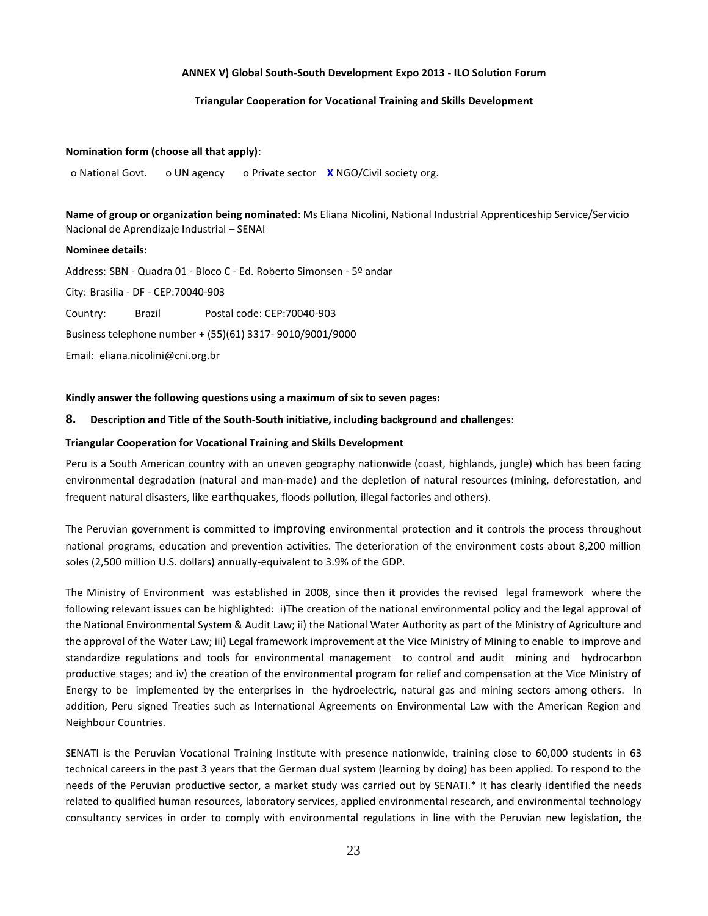**ANNEX V) Global South-South Development Expo 2013 - ILO Solution Forum**

**Triangular Cooperation for Vocational Training and Skills Development**

**Nomination form (choose all that apply)**:

o National Govt. o UN agency o Private sector **X** NGO/Civil society org.

**Name of group or organization being nominated**: Ms Eliana Nicolini, National Industrial Apprenticeship Service/Servicio Nacional de Aprendizaje Industrial – SENAI

**Nominee details:**

Address: SBN - Quadra 01 - Bloco C - Ed. Roberto Simonsen - 5º andar

City: Brasilia - DF - CEP:70040-903

Country: Brazil Postal code: CEP:70040-903

Business telephone number + (55)(61) 3317- 9010/9001/9000

Email: eliana.nicolini@cni.org.br

**Kindly answer the following questions using a maximum of six to seven pages:**

**8. Description and Title of the South-South initiative, including background and challenges**:

**Triangular Cooperation for Vocational Training and Skills Development**

Peru is a South American country with an uneven geography nationwide (coast, highlands, jungle) which has been facing environmental degradation (natural and man-made) and the depletion of natural resources (mining, deforestation, and frequent natural disasters, like earthquakes, floods pollution, illegal factories and others).

The Peruvian government is committed to improving environmental protection and it controls the process throughout national programs, education and prevention activities. The deterioration of the environment costs about 8,200 million soles (2,500 million U.S. dollars) annually-equivalent to 3.9% of the GDP.

The Ministry of Environment was established in 2008, since then it provides the revised legal framework where the following relevant issues can be highlighted: i)The creation of the national environmental policy and the legal approval of the National Environmental System & Audit Law; ii) the National Water Authority as part of the Ministry of Agriculture and the approval of the Water Law; iii) Legal framework improvement at the Vice Ministry of Mining to enable to improve and standardize regulations and tools for environmental management to control and audit mining and hydrocarbon productive stages; and iv) the creation of the environmental program for relief and compensation at the Vice Ministry of Energy to be implemented by the enterprises in the hydroelectric, natural gas and mining sectors among others. In addition, Peru signed Treaties such as International Agreements on Environmental Law with the American Region and Neighbour Countries.

SENATI is the Peruvian Vocational Training Institute with presence nationwide, training close to 60,000 students in 63 technical careers in the past 3 years that the German dual system (learning by doing) has been applied. To respond to the needs of the Peruvian productive sector, a market study was carried out by SENATI.* It has clearly identified the needs related to qualified human resources, laboratory services, applied environmental research, and environmental technology consultancy services in order to comply with environmental regulations in line with the Peruvian new legislation, the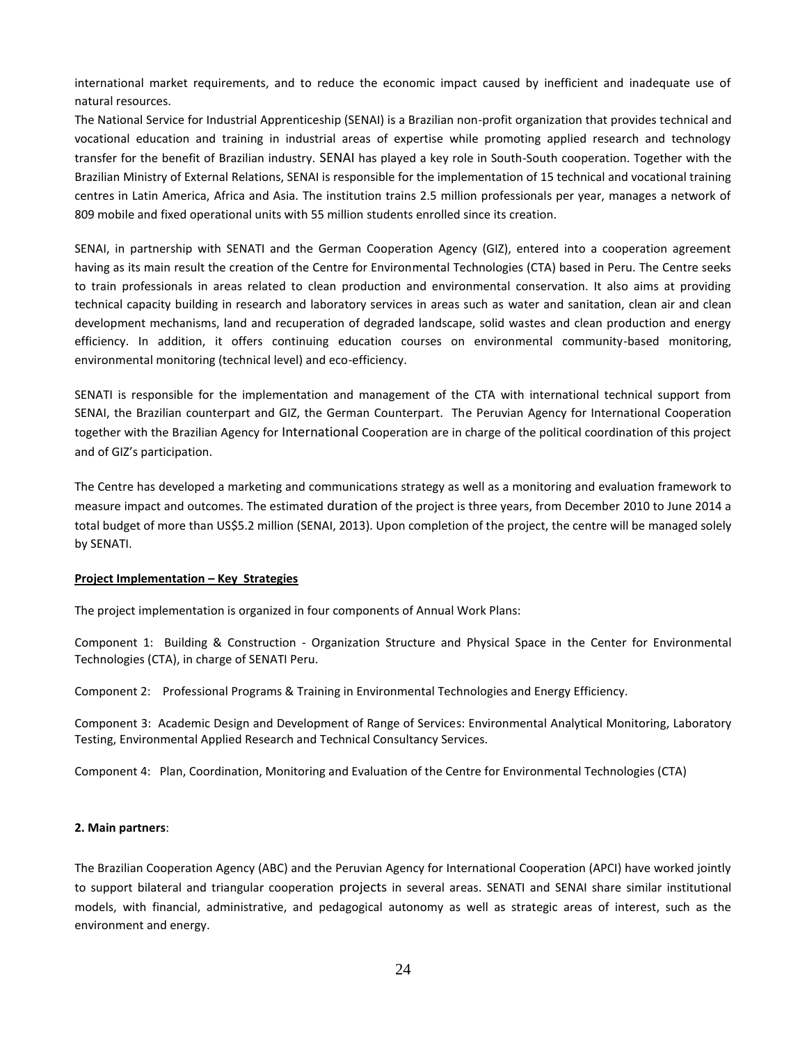international market requirements, and to reduce the economic impact caused by inefficient and inadequate use of natural resources.

The National Service for Industrial Apprenticeship (SENAI) is a Brazilian non-profit organization that provides technical and vocational education and training in industrial areas of expertise while promoting applied research and technology transfer for the benefit of Brazilian industry. SENAI has played a key role in South-South cooperation. Together with the Brazilian Ministry of External Relations, SENAI is responsible for the implementation of 15 technical and vocational training centres in Latin America, Africa and Asia. The institution trains 2.5 million professionals per year, manages a network of 809 mobile and fixed operational units with 55 million students enrolled since its creation.

SENAI, in partnership with SENATI and the German Cooperation Agency (GIZ), entered into a cooperation agreement having as its main result the creation of the Centre for Environmental Technologies (CTA) based in Peru. The Centre seeks to train professionals in areas related to clean production and environmental conservation. It also aims at providing technical capacity building in research and laboratory services in areas such as water and sanitation, clean air and clean development mechanisms, land and recuperation of degraded landscape, solid wastes and clean production and energy efficiency. In addition, it offers continuing education courses on environmental community-based monitoring, environmental monitoring (technical level) and eco-efficiency.

SENATI is responsible for the implementation and management of the CTA with international technical support from SENAI, the Brazilian counterpart and GIZ, the German Counterpart. The Peruvian Agency for International Cooperation together with the Brazilian Agency for International Cooperation are in charge of the political coordination of this project and of GIZ's participation.

The Centre has developed a marketing and communications strategy as well as a monitoring and evaluation framework to measure impact and outcomes. The estimated duration of the project is three years, from December 2010 to June 2014 a total budget of more than US$5.2 million (SENAI, 2013). Upon completion of the project, the centre will be managed solely by SENATI.

**Project Implementation – Key Strategies**

The project implementation is organized in four components of Annual Work Plans:

Component 1: Building & Construction - Organization Structure and Physical Space in the Center for Environmental Technologies (CTA), in charge of SENATI Peru.

Component 2: Professional Programs & Training in Environmental Technologies and Energy Efficiency.

Component 3: Academic Design and Development of Range of Services: Environmental Analytical Monitoring, Laboratory Testing, Environmental Applied Research and Technical Consultancy Services.

Component 4: Plan, Coordination, Monitoring and Evaluation of the Centre for Environmental Technologies (CTA)

**2. Main partners**:

The Brazilian Cooperation Agency (ABC) and the Peruvian Agency for International Cooperation (APCI) have worked jointly to support bilateral and triangular cooperation projects in several areas. SENATI and SENAI share similar institutional models, with financial, administrative, and pedagogical autonomy as well as strategic areas of interest, such as the environment and energy.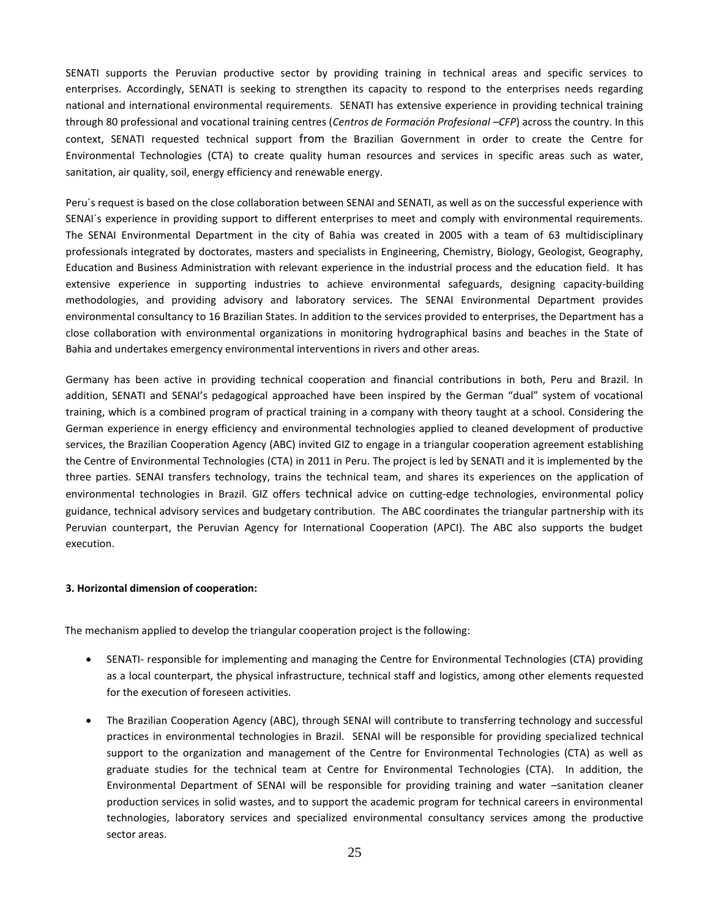SENATI supports the Peruvian productive sector by providing training in technical areas and specific services to enterprises. Accordingly, SENATI is seeking to strengthen its capacity to respond to the enterprises needs regarding national and international environmental requirements. SENATI has extensive experience in providing technical training through 80 professional and vocational training centres (*Centros de Formación Profesional –CFP*) across the country. In this context, SENATI requested technical support from the Brazilian Government in order to create the Centre for Environmental Technologies (CTA) to create quality human resources and services in specific areas such as water, sanitation, air quality, soil, energy efficiency and renewable energy.

Peru´s request is based on the close collaboration between SENAI and SENATI, as well as on the successful experience with SENAI´s experience in providing support to different enterprises to meet and comply with environmental requirements. The SENAI Environmental Department in the city of Bahia was created in 2005 with a team of 63 multidisciplinary professionals integrated by doctorates, masters and specialists in Engineering, Chemistry, Biology, Geologist, Geography, Education and Business Administration with relevant experience in the industrial process and the education field. It has extensive experience in supporting industries to achieve environmental safeguards, designing capacity-building methodologies, and providing advisory and laboratory services. The SENAI Environmental Department provides environmental consultancy to 16 Brazilian States. In addition to the services provided to enterprises, the Department has a close collaboration with environmental organizations in monitoring hydrographical basins and beaches in the State of Bahia and undertakes emergency environmental interventions in rivers and other areas.

Germany has been active in providing technical cooperation and financial contributions in both, Peru and Brazil. In addition, SENATI and SENAI's pedagogical approached have been inspired by the German "dual" system of vocational training, which is a combined program of practical training in a company with theory taught at a school. Considering the German experience in energy efficiency and environmental technologies applied to cleaned development of productive services, the Brazilian Cooperation Agency (ABC) invited GIZ to engage in a triangular cooperation agreement establishing the Centre of Environmental Technologies (CTA) in 2011 in Peru. The project is led by SENATI and it is implemented by the three parties. SENAI transfers technology, trains the technical team, and shares its experiences on the application of environmental technologies in Brazil. GIZ offers technical advice on cutting-edge technologies, environmental policy guidance, technical advisory services and budgetary contribution. The ABC coordinates the triangular partnership with its Peruvian counterpart, the Peruvian Agency for International Cooperation (APCI). The ABC also supports the budget execution.

**3. Horizontal dimension of cooperation:**

The mechanism applied to develop the triangular cooperation project is the following:

- SENATI- responsible for implementing and managing the Centre for Environmental Technologies (CTA) providing as a local counterpart, the physical infrastructure, technical staff and logistics, among other elements requested for the execution of foreseen activities.
- The Brazilian Cooperation Agency (ABC), through SENAI will contribute to transferring technology and successful practices in environmental technologies in Brazil. SENAI will be responsible for providing specialized technical support to the organization and management of the Centre for Environmental Technologies (CTA) as well as graduate studies for the technical team at Centre for Environmental Technologies (CTA). In addition, the Environmental Department of SENAI will be responsible for providing training and water –sanitation cleaner production services in solid wastes, and to support the academic program for technical careers in environmental technologies, laboratory services and specialized environmental consultancy services among the productive sector areas.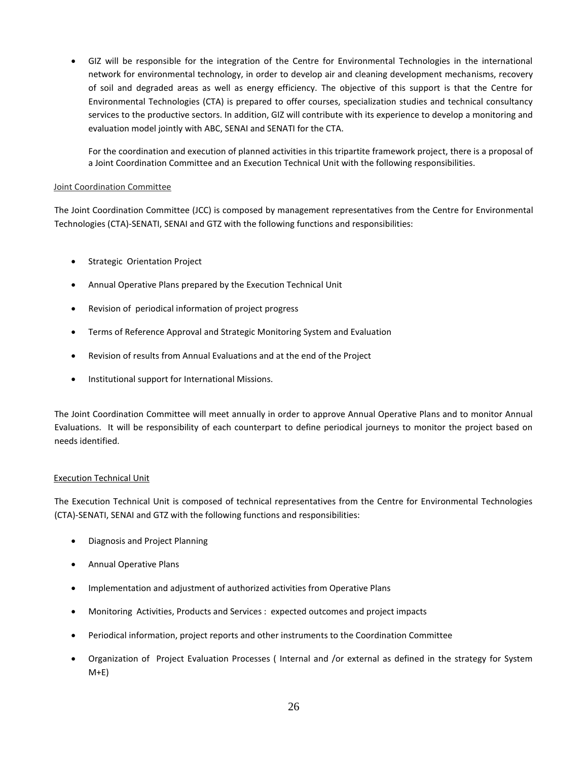- GIZ will be responsible for the integration of the Centre for Environmental Technologies in the international network for environmental technology, in order to develop air and cleaning development mechanisms, recovery of soil and degraded areas as well as energy efficiency. The objective of this support is that the Centre for Environmental Technologies (CTA) is prepared to offer courses, specialization studies and technical consultancy services to the productive sectors. In addition, GIZ will contribute with its experience to develop a monitoring and evaluation model jointly with ABC, SENAI and SENATI for the CTA.

  For the coordination and execution of planned activities in this tripartite framework project, there is a proposal of a Joint Coordination Committee and an Execution Technical Unit with the following responsibilities.

<u>Joint Coordination Committee</u>

The Joint Coordination Committee (JCC) is composed by management representatives from the Centre for Environmental Technologies (CTA)-SENATI, SENAI and GTZ with the following functions and responsibilities:

- Strategic Orientation Project
- Annual Operative Plans prepared by the Execution Technical Unit
- Revision of periodical information of project progress
- Terms of Reference Approval and Strategic Monitoring System and Evaluation
- Revision of results from Annual Evaluations and at the end of the Project
- Institutional support for International Missions.

The Joint Coordination Committee will meet annually in order to approve Annual Operative Plans and to monitor Annual Evaluations. It will be responsibility of each counterpart to define periodical journeys to monitor the project based on needs identified.

<u>Execution Technical Unit</u>

The Execution Technical Unit is composed of technical representatives from the Centre for Environmental Technologies (CTA)-SENATI, SENAI and GTZ with the following functions and responsibilities:

- Diagnosis and Project Planning
- Annual Operative Plans
- Implementation and adjustment of authorized activities from Operative Plans
- Monitoring Activities, Products and Services : expected outcomes and project impacts
- Periodical information, project reports and other instruments to the Coordination Committee
- Organization of Project Evaluation Processes ( Internal and /or external as defined in the strategy for System M+E)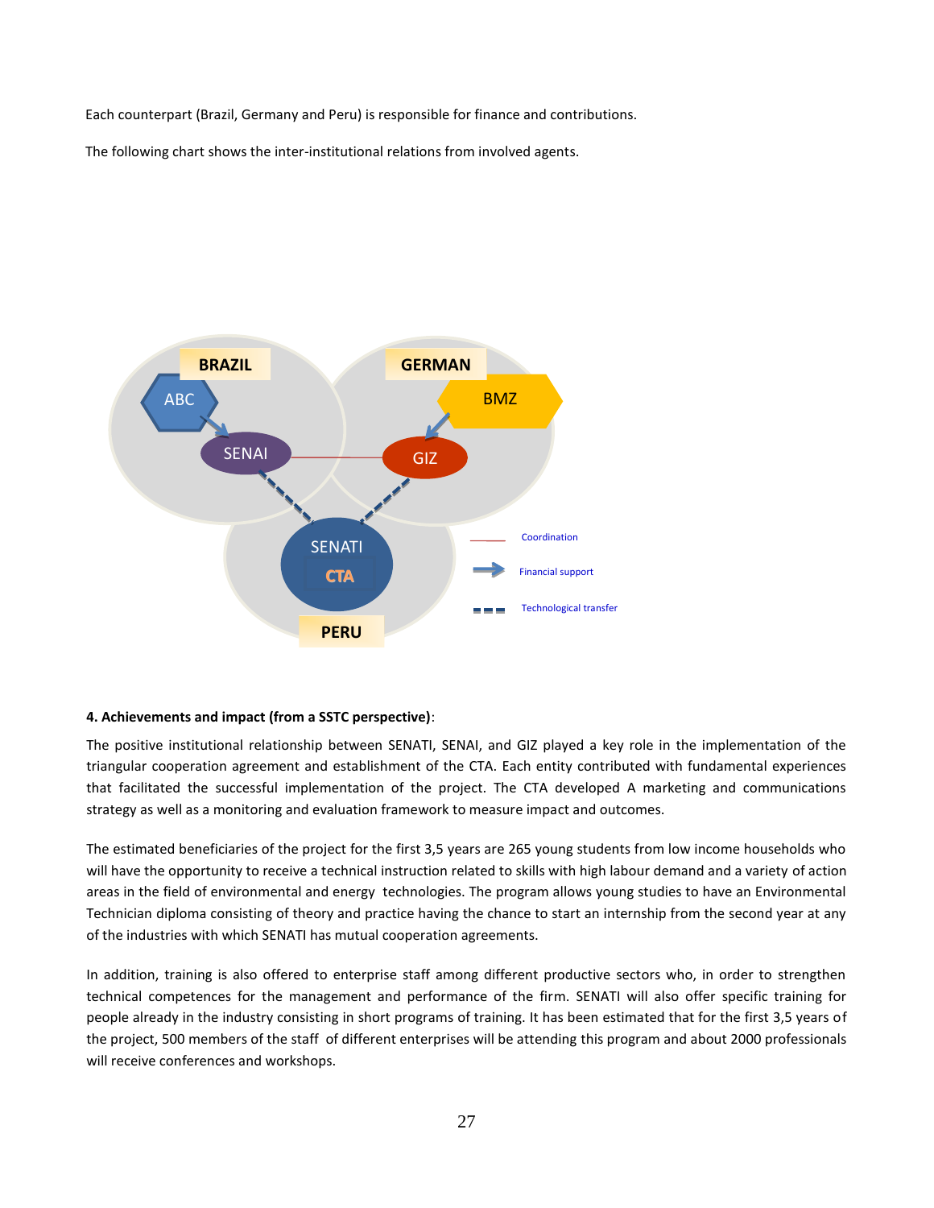Each counterpart (Brazil, Germany and Peru) is responsible for finance and contributions.

The following chart shows the inter-institutional relations from involved agents.

BRAZIL

ABC

SENAI

GERMAN

BMZ

GIZ

SENATI

CTA

PERU

Coordination

Financial support

Technological transfer

**4. Achievements and impact (from a SSTC perspective)**:

The positive institutional relationship between SENATI, SENAI, and GIZ played a key role in the implementation of the triangular cooperation agreement and establishment of the CTA. Each entity contributed with fundamental experiences that facilitated the successful implementation of the project. The CTA developed A marketing and communications strategy as well as a monitoring and evaluation framework to measure impact and outcomes.

The estimated beneficiaries of the project for the first 3,5 years are 265 young students from low income households who will have the opportunity to receive a technical instruction related to skills with high labour demand and a variety of action areas in the field of environmental and energy technologies. The program allows young studies to have an Environmental Technician diploma consisting of theory and practice having the chance to start an internship from the second year at any of the industries with which SENATI has mutual cooperation agreements.

In addition, training is also offered to enterprise staff among different productive sectors who, in order to strengthen technical competences for the management and performance of the firm. SENATI will also offer specific training for people already in the industry consisting in short programs of training. It has been estimated that for the first 3,5 years of the project, 500 members of the staff of different enterprises will be attending this program and about 2000 professionals will receive conferences and workshops.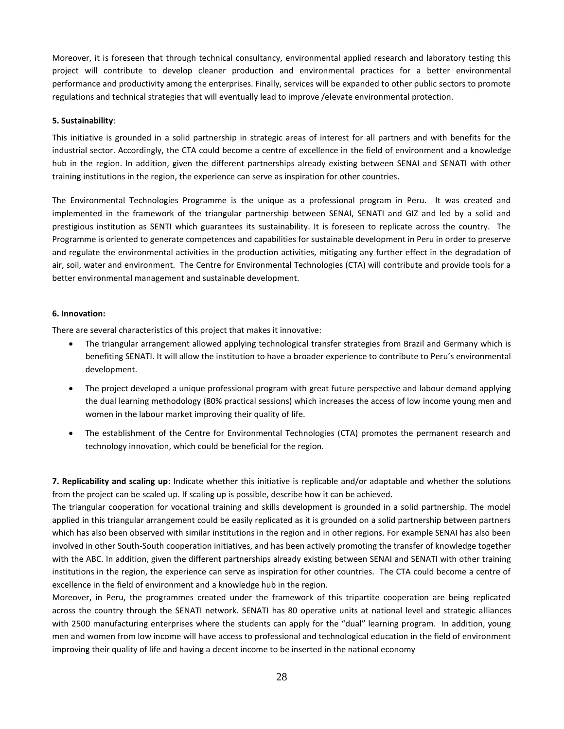Moreover, it is foreseen that through technical consultancy, environmental applied research and laboratory testing this project will contribute to develop cleaner production and environmental practices for a better environmental performance and productivity among the enterprises. Finally, services will be expanded to other public sectors to promote regulations and technical strategies that will eventually lead to improve /elevate environmental protection.

**5. Sustainability**:

This initiative is grounded in a solid partnership in strategic areas of interest for all partners and with benefits for the industrial sector. Accordingly, the CTA could become a centre of excellence in the field of environment and a knowledge hub in the region. In addition, given the different partnerships already existing between SENAI and SENATI with other training institutions in the region, the experience can serve as inspiration for other countries.

The Environmental Technologies Programme is the unique as a professional program in Peru. It was created and implemented in the framework of the triangular partnership between SENAI, SENATI and GIZ and led by a solid and prestigious institution as SENTI which guarantees its sustainability. It is foreseen to replicate across the country. The Programme is oriented to generate competences and capabilities for sustainable development in Peru in order to preserve and regulate the environmental activities in the production activities, mitigating any further effect in the degradation of air, soil, water and environment. The Centre for Environmental Technologies (CTA) will contribute and provide tools for a better environmental management and sustainable development.

**6. Innovation:**

There are several characteristics of this project that makes it innovative:

- The triangular arrangement allowed applying technological transfer strategies from Brazil and Germany which is benefiting SENATI. It will allow the institution to have a broader experience to contribute to Peru's environmental development.
- The project developed a unique professional program with great future perspective and labour demand applying the dual learning methodology (80% practical sessions) which increases the access of low income young men and women in the labour market improving their quality of life.
- The establishment of the Centre for Environmental Technologies (CTA) promotes the permanent research and technology innovation, which could be beneficial for the region.

**7. Replicability and scaling up**: Indicate whether this initiative is replicable and/or adaptable and whether the solutions from the project can be scaled up. If scaling up is possible, describe how it can be achieved.

The triangular cooperation for vocational training and skills development is grounded in a solid partnership. The model applied in this triangular arrangement could be easily replicated as it is grounded on a solid partnership between partners which has also been observed with similar institutions in the region and in other regions. For example SENAI has also been involved in other South-South cooperation initiatives, and has been actively promoting the transfer of knowledge together with the ABC. In addition, given the different partnerships already existing between SENAI and SENATI with other training institutions in the region, the experience can serve as inspiration for other countries. The CTA could become a centre of excellence in the field of environment and a knowledge hub in the region.

Moreover, in Peru, the programmes created under the framework of this tripartite cooperation are being replicated across the country through the SENATI network. SENATI has 80 operative units at national level and strategic alliances with 2500 manufacturing enterprises where the students can apply for the "dual" learning program. In addition, young men and women from low income will have access to professional and technological education in the field of environment improving their quality of life and having a decent income to be inserted in the national economy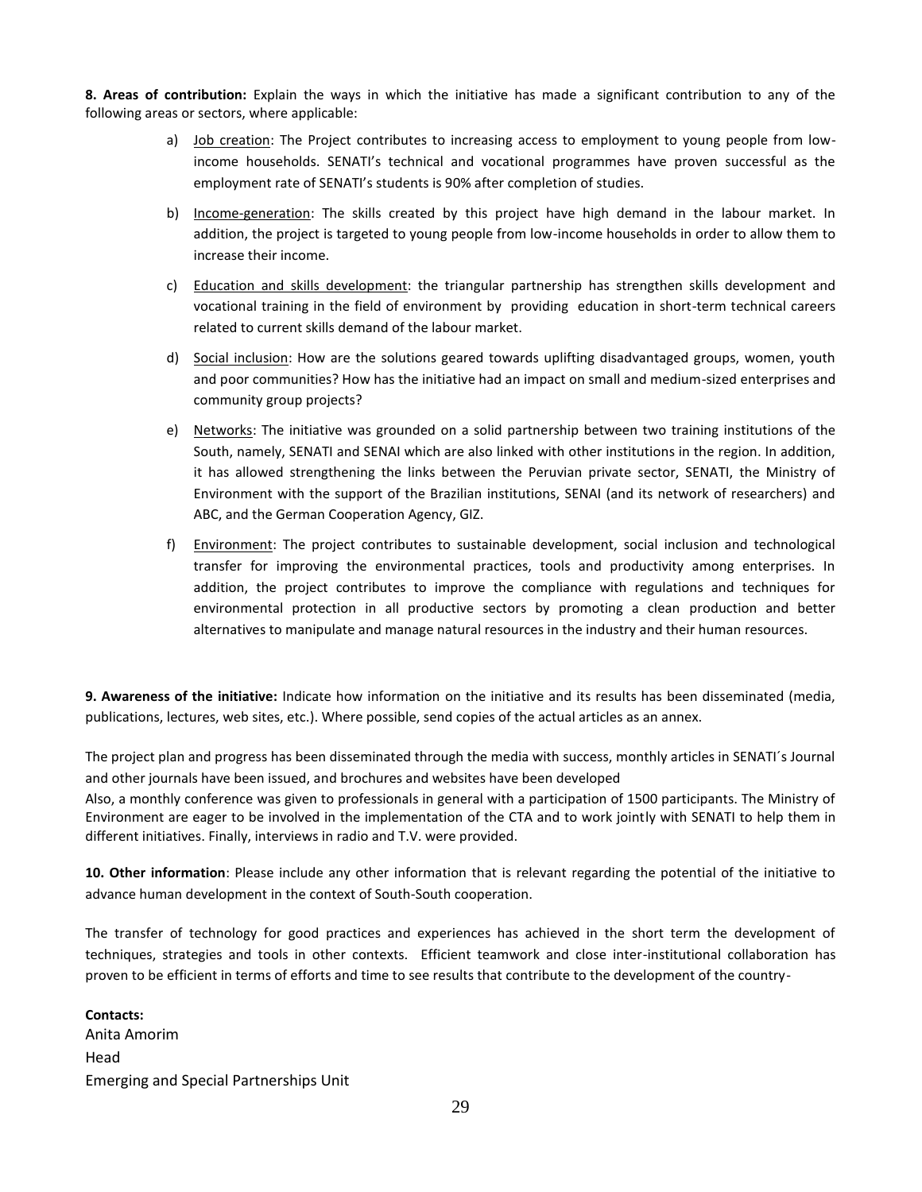**8. Areas of contribution:** Explain the ways in which the initiative has made a significant contribution to any of the following areas or sectors, where applicable:

a) Job creation: The Project contributes to increasing access to employment to young people from low-income households. SENATI's technical and vocational programmes have proven successful as the employment rate of SENATI's students is 90% after completion of studies.

b) Income-generation: The skills created by this project have high demand in the labour market. In addition, the project is targeted to young people from low-income households in order to allow them to increase their income.

c) Education and skills development: the triangular partnership has strengthen skills development and vocational training in the field of environment by providing education in short-term technical careers related to current skills demand of the labour market.

d) Social inclusion: How are the solutions geared towards uplifting disadvantaged groups, women, youth and poor communities? How has the initiative had an impact on small and medium-sized enterprises and community group projects?

e) Networks: The initiative was grounded on a solid partnership between two training institutions of the South, namely, SENATI and SENAI which are also linked with other institutions in the region. In addition, it has allowed strengthening the links between the Peruvian private sector, SENATI, the Ministry of Environment with the support of the Brazilian institutions, SENAI (and its network of researchers) and ABC, and the German Cooperation Agency, GIZ.

f) Environment: The project contributes to sustainable development, social inclusion and technological transfer for improving the environmental practices, tools and productivity among enterprises. In addition, the project contributes to improve the compliance with regulations and techniques for environmental protection in all productive sectors by promoting a clean production and better alternatives to manipulate and manage natural resources in the industry and their human resources.

**9. Awareness of the initiative:** Indicate how information on the initiative and its results has been disseminated (media, publications, lectures, web sites, etc.). Where possible, send copies of the actual articles as an annex.

The project plan and progress has been disseminated through the media with success, monthly articles in SENATI´s Journal and other journals have been issued, and brochures and websites have been developed

Also, a monthly conference was given to professionals in general with a participation of 1500 participants. The Ministry of Environment are eager to be involved in the implementation of the CTA and to work jointly with SENATI to help them in different initiatives. Finally, interviews in radio and T.V. were provided.

**10. Other information**: Please include any other information that is relevant regarding the potential of the initiative to advance human development in the context of South-South cooperation.

The transfer of technology for good practices and experiences has achieved in the short term the development of techniques, strategies and tools in other contexts. Efficient teamwork and close inter-institutional collaboration has proven to be efficient in terms of efforts and time to see results that contribute to the development of the country-

**Contacts:**

Anita Amorim

Head

Emerging and Special Partnerships Unit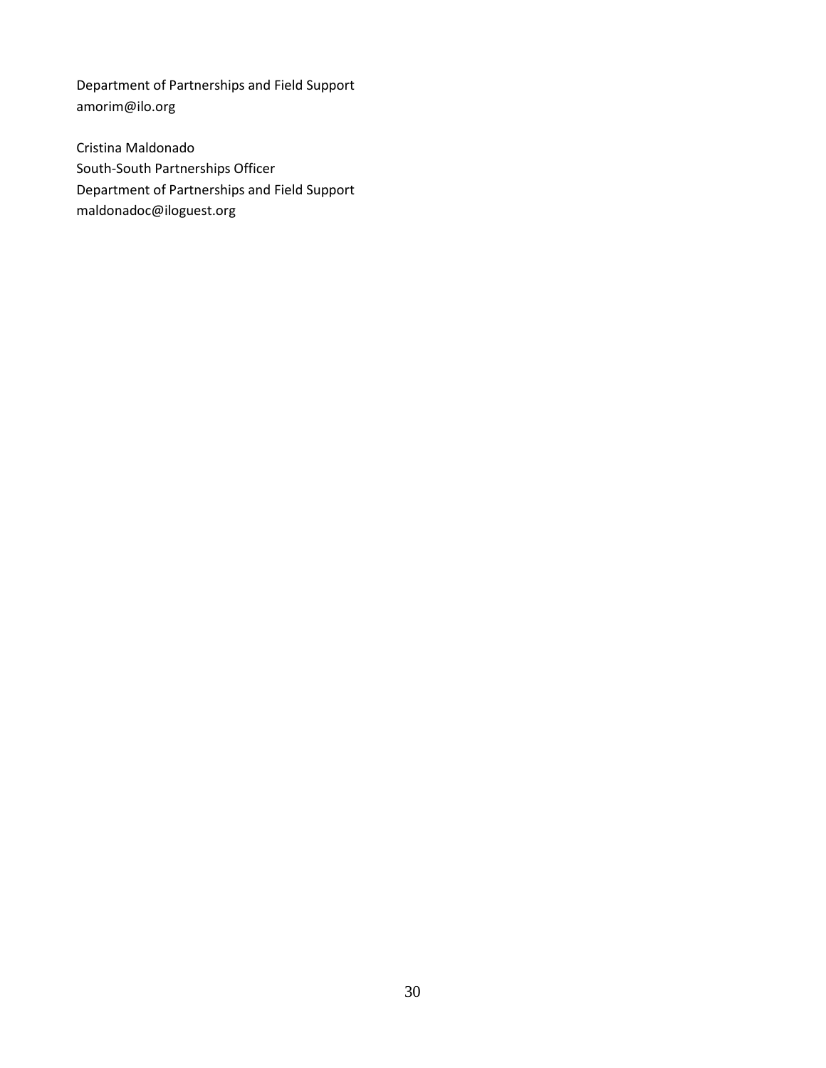Department of Partnerships and Field Support
amorim@ilo.org

Cristina Maldonado
South-South Partnerships Officer
Department of Partnerships and Field Support
maldonadoc@iloguest.org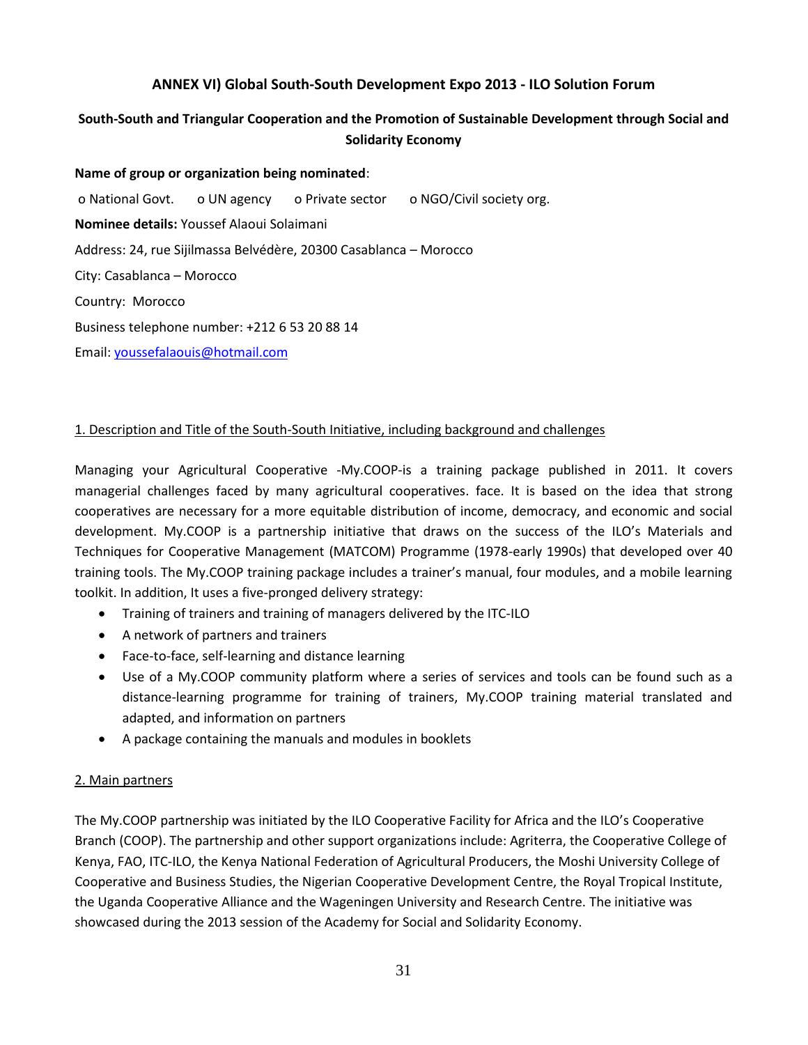**ANNEX VI) Global South-South Development Expo 2013 - ILO Solution Forum**

**South-South and Triangular Cooperation and the Promotion of Sustainable Development through Social and Solidarity Economy**

**Name of group or organization being nominated**:

o National Govt.  o UN agency  o Private sector  o NGO/Civil society org.

**Nominee details:** Youssef Alaoui Solaimani

Address: 24, rue Sijilmassa Belvédère, 20300 Casablanca – Morocco

City: Casablanca – Morocco

Country: Morocco

Business telephone number: +212 6 53 20 88 14

Email: youssefalaouis@hotmail.com

1. Description and Title of the South-South Initiative, including background and challenges

Managing your Agricultural Cooperative -My.COOP-is a training package published in 2011. It covers managerial challenges faced by many agricultural cooperatives. face. It is based on the idea that strong cooperatives are necessary for a more equitable distribution of income, democracy, and economic and social development. My.COOP is a partnership initiative that draws on the success of the ILO's Materials and Techniques for Cooperative Management (MATCOM) Programme (1978-early 1990s) that developed over 40 training tools. The My.COOP training package includes a trainer's manual, four modules, and a mobile learning toolkit. In addition, It uses a five-pronged delivery strategy:

- Training of trainers and training of managers delivered by the ITC-ILO
- A network of partners and trainers
- Face-to-face, self-learning and distance learning
- Use of a My.COOP community platform where a series of services and tools can be found such as a distance-learning programme for training of trainers, My.COOP training material translated and adapted, and information on partners
- A package containing the manuals and modules in booklets

2. Main partners

The My.COOP partnership was initiated by the ILO Cooperative Facility for Africa and the ILO's Cooperative Branch (COOP). The partnership and other support organizations include: Agriterra, the Cooperative College of Kenya, FAO, ITC-ILO, the Kenya National Federation of Agricultural Producers, the Moshi University College of Cooperative and Business Studies, the Nigerian Cooperative Development Centre, the Royal Tropical Institute, the Uganda Cooperative Alliance and the Wageningen University and Research Centre. The initiative was showcased during the 2013 session of the Academy for Social and Solidarity Economy.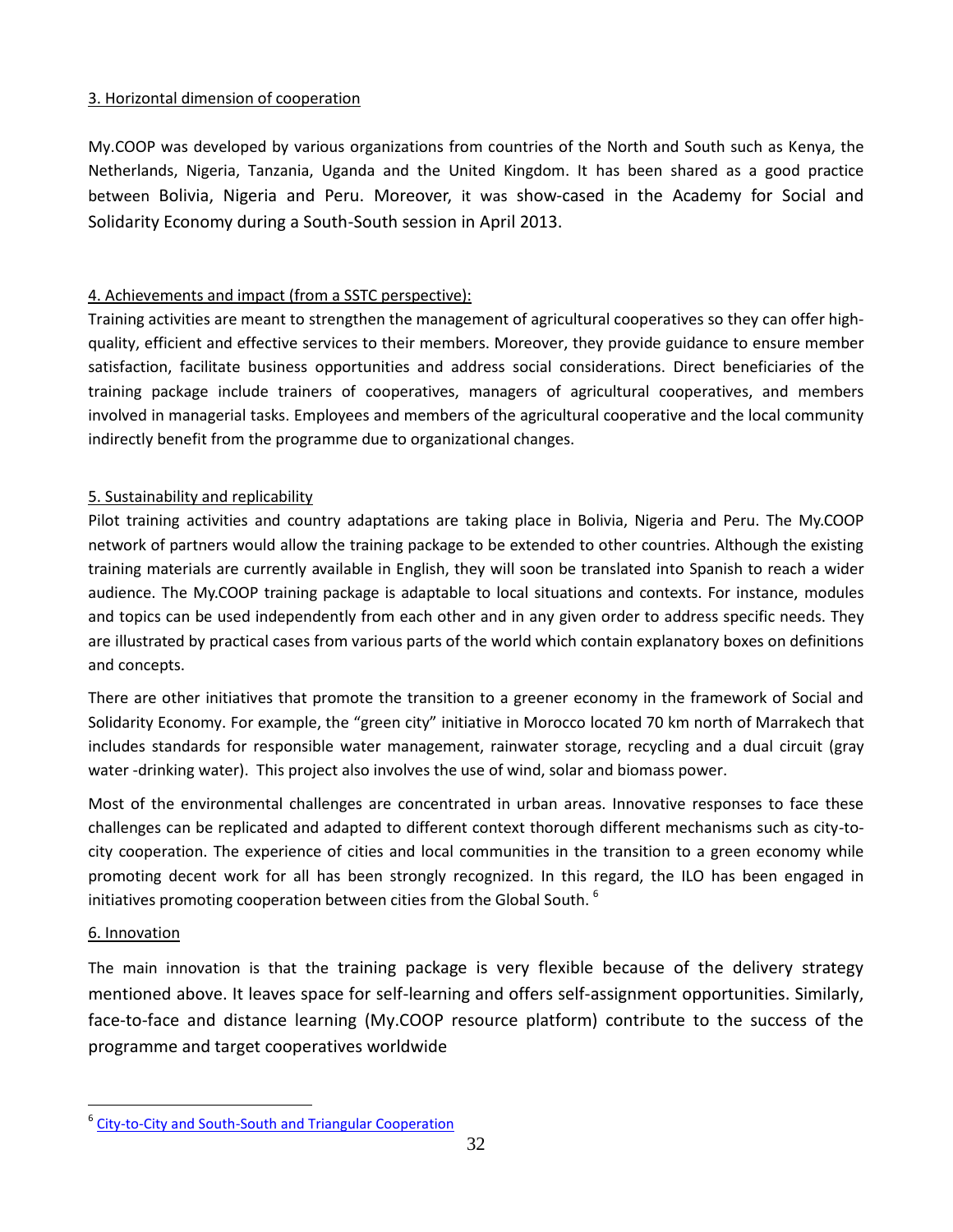3. Horizontal dimension of cooperation

My.COOP was developed by various organizations from countries of the North and South such as Kenya, the Netherlands, Nigeria, Tanzania, Uganda and the United Kingdom. It has been shared as a good practice between Bolivia, Nigeria and Peru. Moreover, it was show-cased in the Academy for Social and Solidarity Economy during a South-South session in April 2013.

4. Achievements and impact (from a SSTC perspective):

Training activities are meant to strengthen the management of agricultural cooperatives so they can offer high-quality, efficient and effective services to their members. Moreover, they provide guidance to ensure member satisfaction, facilitate business opportunities and address social considerations. Direct beneficiaries of the training package include trainers of cooperatives, managers of agricultural cooperatives, and members involved in managerial tasks. Employees and members of the agricultural cooperative and the local community indirectly benefit from the programme due to organizational changes.

5. Sustainability and replicability

Pilot training activities and country adaptations are taking place in Bolivia, Nigeria and Peru. The My.COOP network of partners would allow the training package to be extended to other countries. Although the existing training materials are currently available in English, they will soon be translated into Spanish to reach a wider audience. The My.COOP training package is adaptable to local situations and contexts. For instance, modules and topics can be used independently from each other and in any given order to address specific needs. They are illustrated by practical cases from various parts of the world which contain explanatory boxes on definitions and concepts.

There are other initiatives that promote the transition to a greener economy in the framework of Social and Solidarity Economy. For example, the "green city" initiative in Morocco located 70 km north of Marrakech that includes standards for responsible water management, rainwater storage, recycling and a dual circuit (gray water -drinking water). This project also involves the use of wind, solar and biomass power.

Most of the environmental challenges are concentrated in urban areas. Innovative responses to face these challenges can be replicated and adapted to different context thorough different mechanisms such as city-to-city cooperation. The experience of cities and local communities in the transition to a green economy while promoting decent work for all has been strongly recognized. In this regard, the ILO has been engaged in initiatives promoting cooperation between cities from the Global South. [6]

6. Innovation

The main innovation is that the training package is very flexible because of the delivery strategy mentioned above. It leaves space for self-learning and offers self-assignment opportunities. Similarly, face-to-face and distance learning (My.COOP resource platform) contribute to the success of the programme and target cooperatives worldwide

[6] City-to-City and South-South and Triangular Cooperation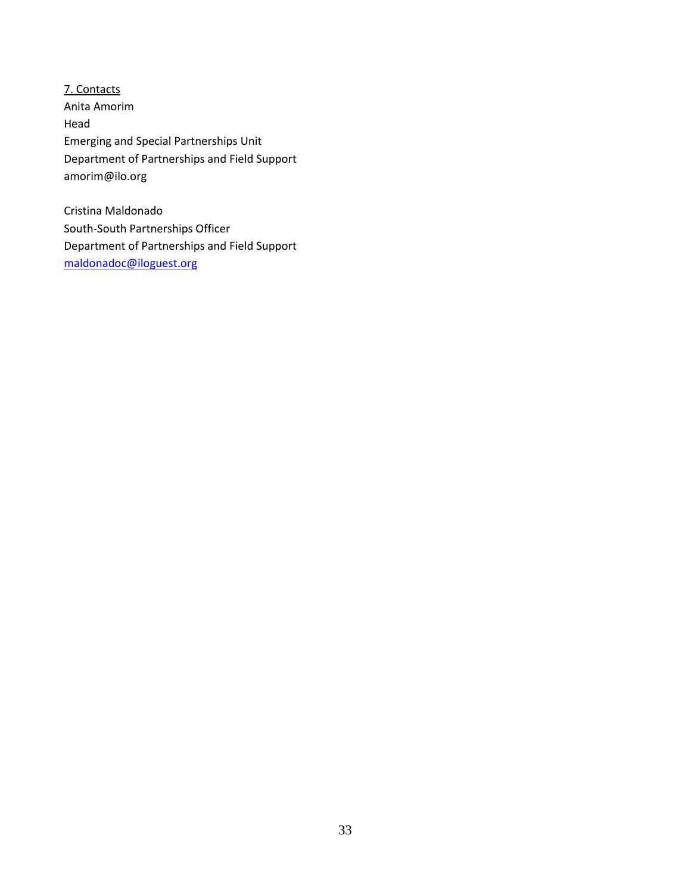## 7. Contacts

Anita Amorim
Head
Emerging and Special Partnerships Unit
Department of Partnerships and Field Support
amorim@ilo.org

Cristina Maldonado
South-South Partnerships Officer
Department of Partnerships and Field Support
maldonadoc@iloguest.org